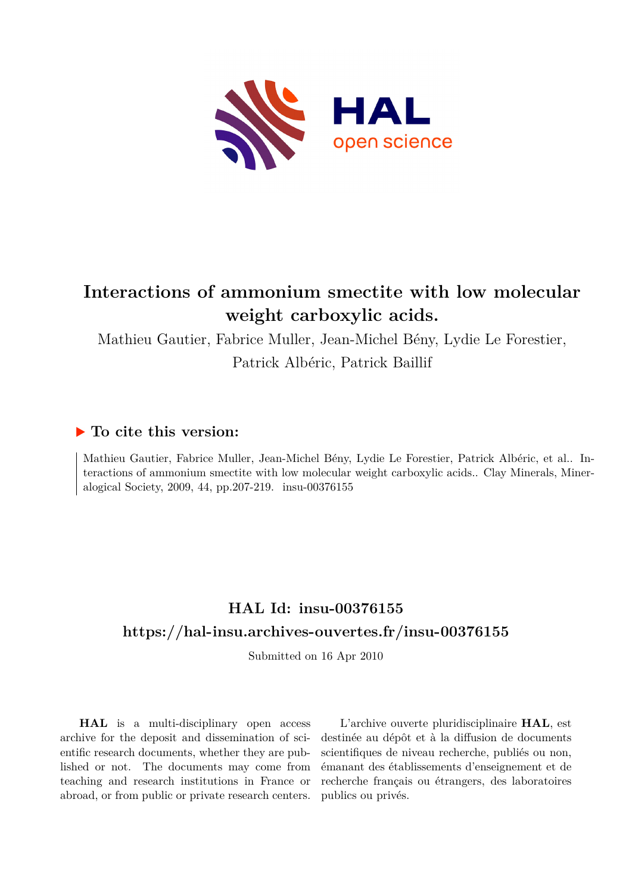# Interactions of ammonium smectite with low molecular weight carboxylic acids.

Mathieu Gautier, Fabrice Muller, Jean-Michel Bény, Lydie Le Forestier, Patrick Albéric, Patrick Baillif

## To cite this version:

Mathieu Gautier, Fabrice Muller, Jean-Michel Bény, Lydie Le Forestier, Patrick Albéric, et al.. Interactions of ammonium smectite with low molecular weight carboxylic acids.. Clay Minerals, Mineralogical Society, 2009, 44, pp.207-219. insu-00376155

## HAL Id: insu-00376155

## https://hal-insu.archives-ouvertes.fr/insu-00376155

Submitted on 16 Apr 2010

**HAL** is a multi-disciplinary open access archive for the deposit and dissemination of scientific research documents, whether they are published or not. The documents may come from teaching and research institutions in France or abroad, or from public or private research centers.

L'archive ouverte pluridisciplinaire **HAL**, est destinée au dépôt et à la diffusion de documents scientifiques de niveau recherche, publiés ou non, émanant des établissements d'enseignement et de recherche français ou étrangers, des laboratoires publics ou privés.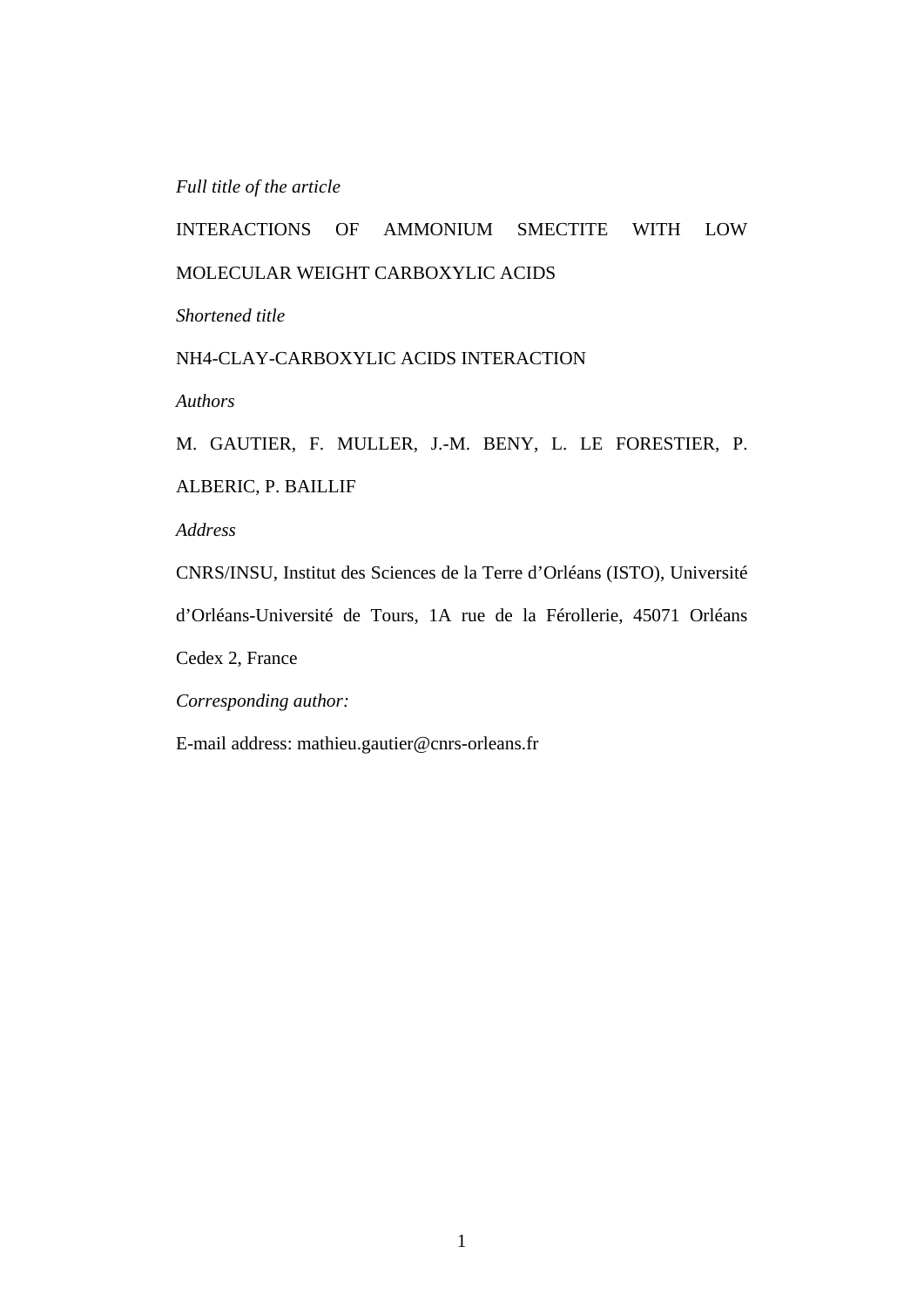*Full title of the article*

INTERACTIONS OF AMMONIUM SMECTITE WITH LOW MOLECULAR WEIGHT CARBOXYLIC ACIDS

*Shortened title*

NH4-CLAY-CARBOXYLIC ACIDS INTERACTION

*Authors*

M. GAUTIER, F. MULLER, J.-M. BENY, L. LE FORESTIER, P. ALBERIC, P. BAILLIF

*Address*

CNRS/INSU, Institut des Sciences de la Terre d'Orléans (ISTO), Université d'Orléans-Université de Tours, 1A rue de la Férollerie, 45071 Orléans Cedex 2, France

*Corresponding author:*

E-mail address: mathieu.gautier@cnrs-orleans.fr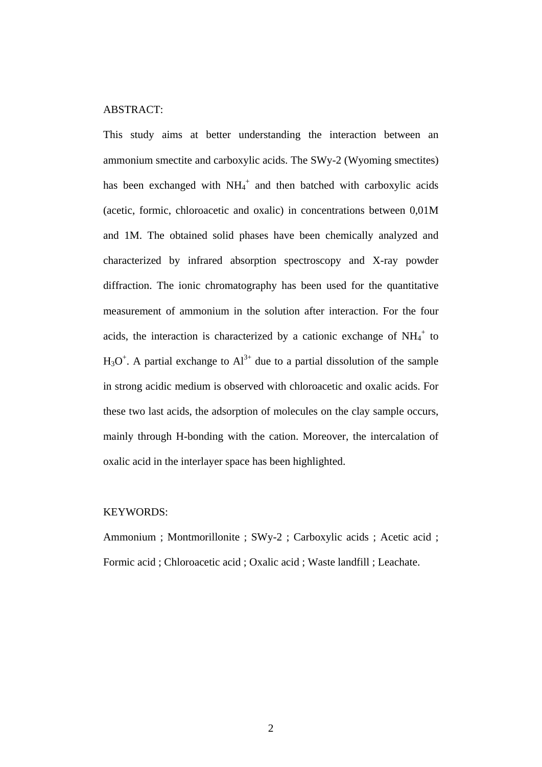ABSTRACT:

This study aims at better understanding the interaction between an ammonium smectite and carboxylic acids. The SWy-2 (Wyoming smectites) has been exchanged with $NH_4^+$ and then batched with carboxylic acids (acetic, formic, chloroacetic and oxalic) in concentrations between 0,01M and 1M. The obtained solid phases have been chemically analyzed and characterized by infrared absorption spectroscopy and X-ray powder diffraction. The ionic chromatography has been used for the quantitative measurement of ammonium in the solution after interaction. For the four acids, the interaction is characterized by a cationic exchange of $NH_4^+$ to $H_3O^+$. A partial exchange to $Al^{3+}$ due to a partial dissolution of the sample in strong acidic medium is observed with chloroacetic and oxalic acids. For these two last acids, the adsorption of molecules on the clay sample occurs, mainly through H-bonding with the cation. Moreover, the intercalation of oxalic acid in the interlayer space has been highlighted.

KEYWORDS:

Ammonium ; Montmorillonite ; SWy-2 ; Carboxylic acids ; Acetic acid ; Formic acid ; Chloroacetic acid ; Oxalic acid ; Waste landfill ; Leachate.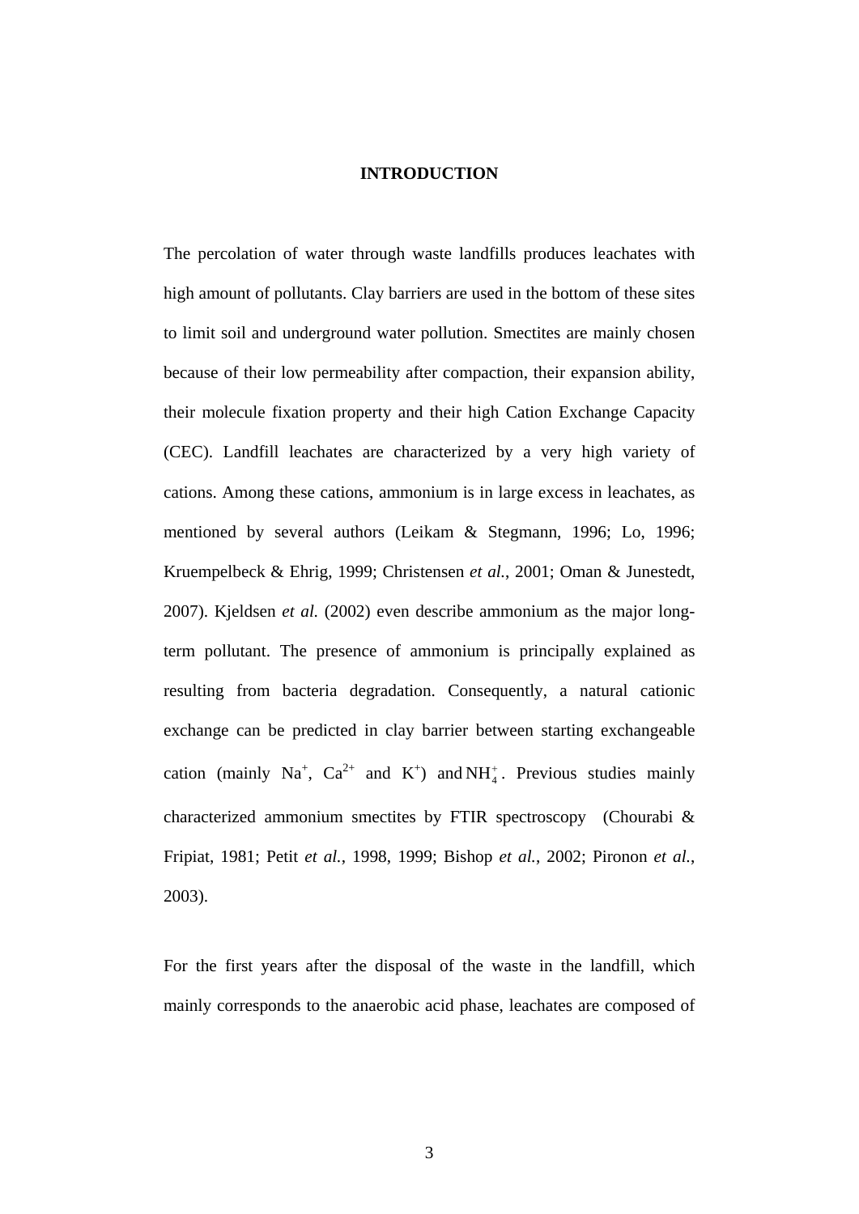# INTRODUCTION

The percolation of water through waste landfills produces leachates with high amount of pollutants. Clay barriers are used in the bottom of these sites to limit soil and underground water pollution. Smectites are mainly chosen because of their low permeability after compaction, their expansion ability, their molecule fixation property and their high Cation Exchange Capacity (CEC). Landfill leachates are characterized by a very high variety of cations. Among these cations, ammonium is in large excess in leachates, as mentioned by several authors (Leikam & Stegmann, 1996; Lo, 1996; Kruempelbeck & Ehrig, 1999; Christensen *et al.*, 2001; Oman & Junestedt, 2007). Kjeldsen *et al.* (2002) even describe ammonium as the major long-term pollutant. The presence of ammonium is principally explained as resulting from bacteria degradation. Consequently, a natural cationic exchange can be predicted in clay barrier between starting exchangeable cation (mainly $Na^{+}$, $Ca^{2+}$ and $K^{+}$) and $NH_4^+$. Previous studies mainly characterized ammonium smectites by FTIR spectroscopy (Chourabi & Fripiat, 1981; Petit *et al.*, 1998, 1999; Bishop *et al.*, 2002; Pironon *et al.*, 2003).

For the first years after the disposal of the waste in the landfill, which mainly corresponds to the anaerobic acid phase, leachates are composed of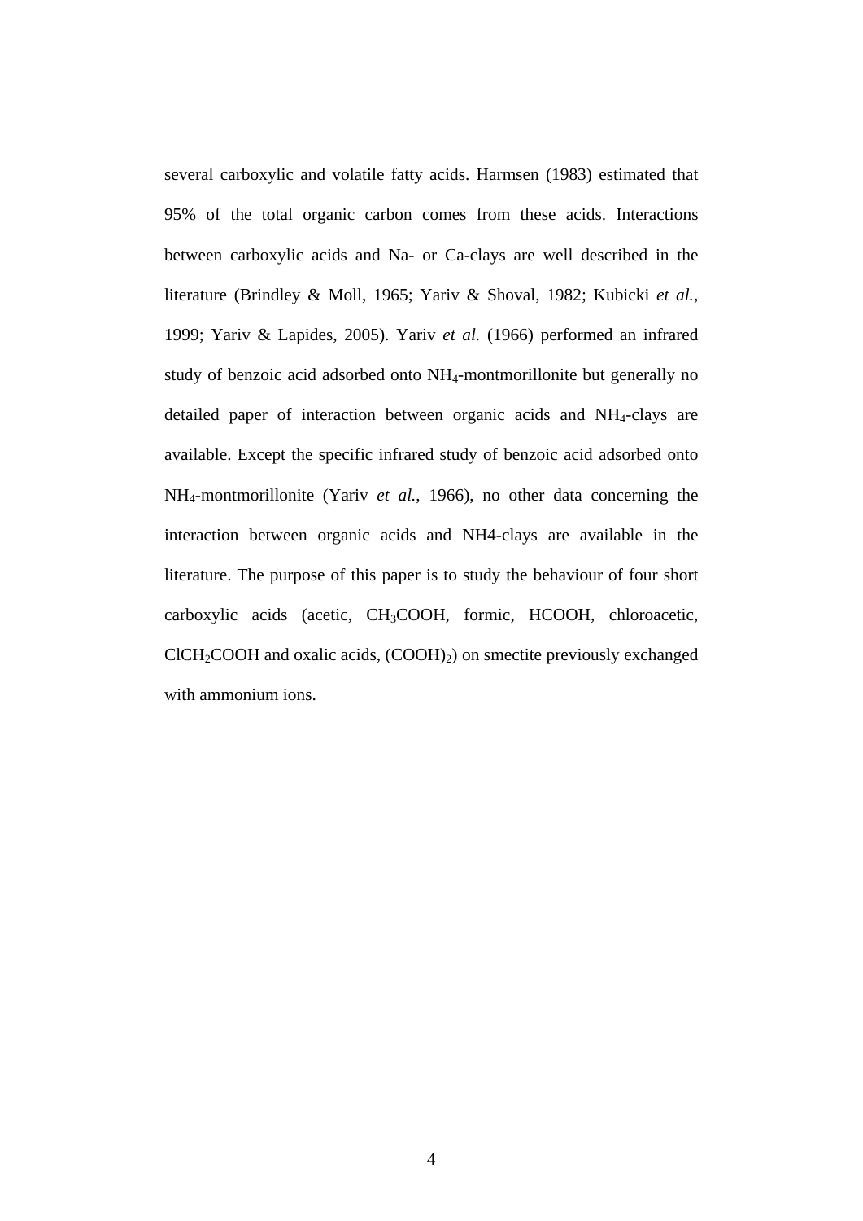several carboxylic and volatile fatty acids. Harmsen (1983) estimated that 95% of the total organic carbon comes from these acids. Interactions between carboxylic acids and Na- or Ca-clays are well described in the literature (Brindley & Moll, 1965; Yariv & Shoval, 1982; Kubicki *et al.*, 1999; Yariv & Lapides, 2005). Yariv *et al.* (1966) performed an infrared study of benzoic acid adsorbed onto $NH_4$-montmorillonite but generally no detailed paper of interaction between organic acids and $NH_4$-clays are available. Except the specific infrared study of benzoic acid adsorbed onto $NH_4$-montmorillonite (Yariv *et al.*, 1966), no other data concerning the interaction between organic acids and NH4-clays are available in the literature. The purpose of this paper is to study the behaviour of four short carboxylic acids (acetic, $CH_3COOH$, formic, HCOOH, chloroacetic, $ClCH_2COOH$ and oxalic acids, $(COOH)_2$) on smectite previously exchanged with ammonium ions.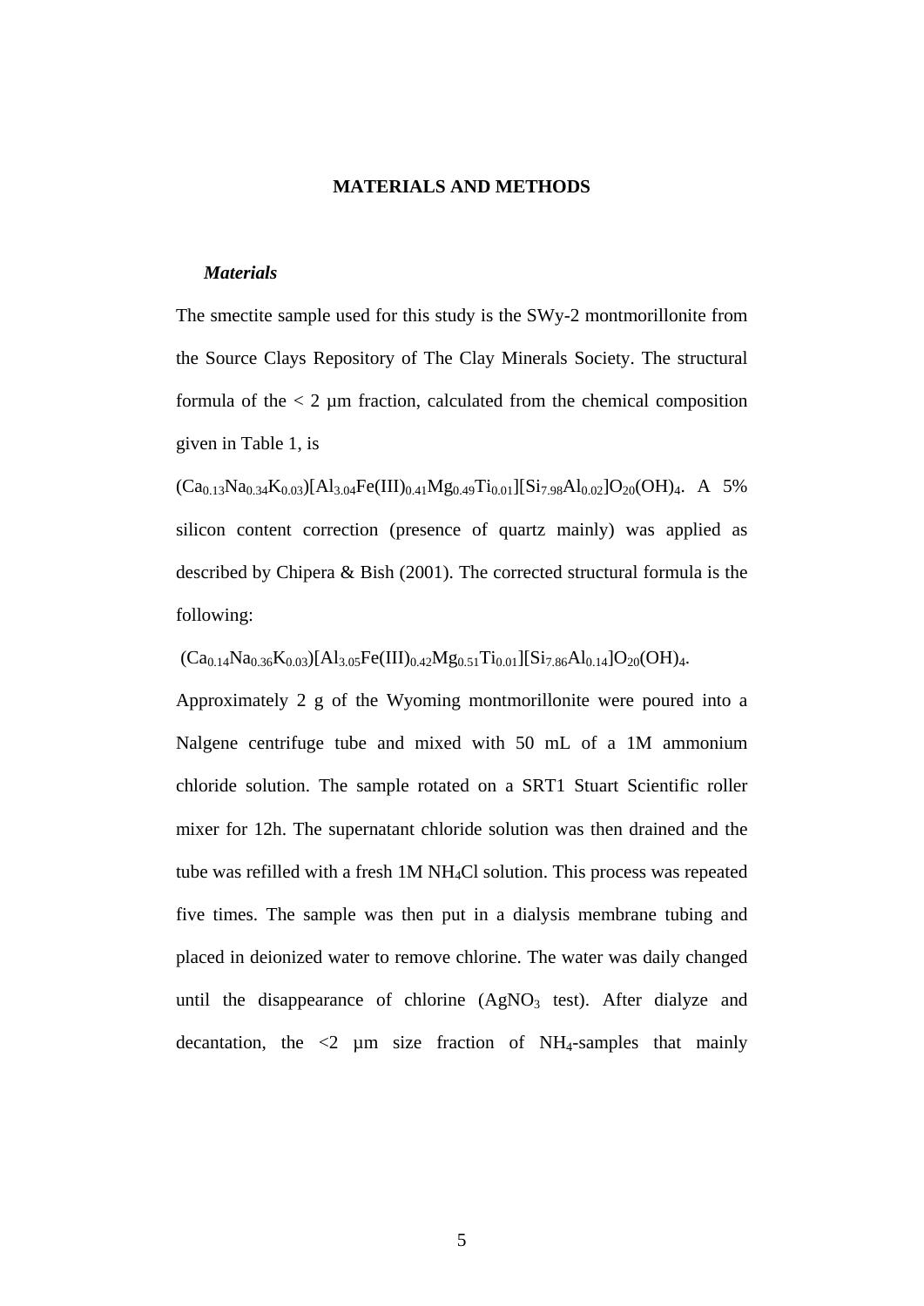## MATERIALS AND METHODS

### *Materials*

The smectite sample used for this study is the SWy-2 montmorillonite from the Source Clays Repository of The Clay Minerals Society. The structural formula of the < 2 μm fraction, calculated from the chemical composition given in Table 1, is

$(Ca_{0.13}Na_{0.34}K_{0.03})[Al_{3.04}Fe(III)_{0.41}Mg_{0.49}Ti_{0.01}][Si_{7.98}Al_{0.02}]O_{20}(OH)_4$. A 5% silicon content correction (presence of quartz mainly) was applied as described by Chipera & Bish (2001). The corrected structural formula is the following:

$(Ca_{0.14}Na_{0.36}K_{0.03})[Al_{3.05}Fe(III)_{0.42}Mg_{0.51}Ti_{0.01}][Si_{7.86}Al_{0.14}]O_{20}(OH)_4$.

Approximately 2 g of the Wyoming montmorillonite were poured into a Nalgene centrifuge tube and mixed with 50 mL of a 1M ammonium chloride solution. The sample rotated on a SRT1 Stuart Scientific roller mixer for 12h. The supernatant chloride solution was then drained and the tube was refilled with a fresh 1M $NH_4Cl$ solution. This process was repeated five times. The sample was then put in a dialysis membrane tubing and placed in deionized water to remove chlorine. The water was daily changed until the disappearance of chlorine ($AgNO_3$ test). After dialyze and decantation, the <2 μm size fraction of $NH_4$-samples that mainly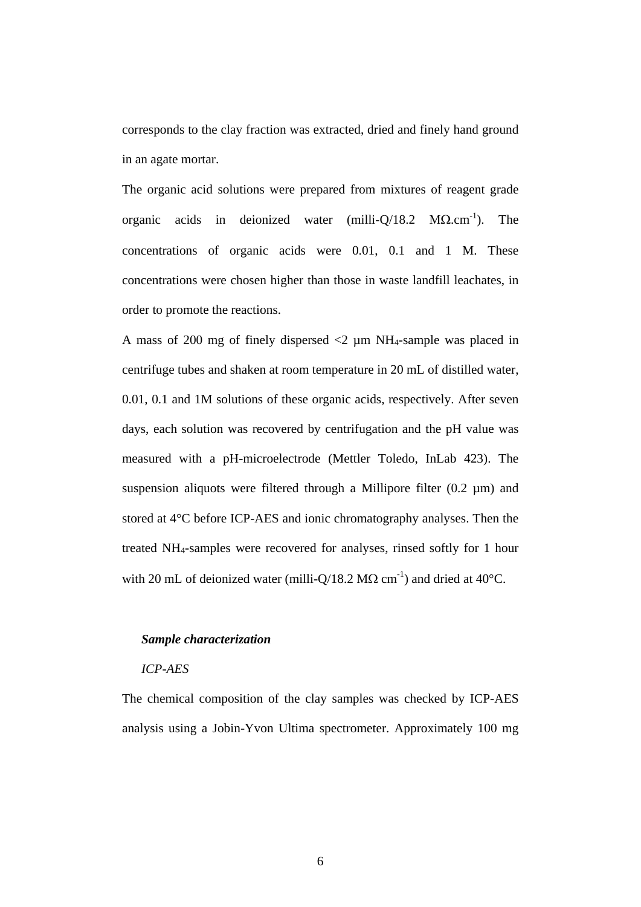corresponds to the clay fraction was extracted, dried and finely hand ground in an agate mortar.

The organic acid solutions were prepared from mixtures of reagent grade organic acids in deionized water (milli-Q/18.2 $M\Omega.cm^{-1}$). The concentrations of organic acids were 0.01, 0.1 and 1 M. These concentrations were chosen higher than those in waste landfill leachates, in order to promote the reactions.

A mass of 200 mg of finely dispersed <2 µm $NH_4$-sample was placed in centrifuge tubes and shaken at room temperature in 20 mL of distilled water, 0.01, 0.1 and 1M solutions of these organic acids, respectively. After seven days, each solution was recovered by centrifugation and the pH value was measured with a pH-microelectrode (Mettler Toledo, InLab 423). The suspension aliquots were filtered through a Millipore filter (0.2 µm) and stored at 4°C before ICP-AES and ionic chromatography analyses. Then the treated $NH_4$-samples were recovered for analyses, rinsed softly for 1 hour with 20 mL of deionized water (milli-Q/18.2 $M\Omega$ $cm^{-1}$) and dried at 40°C.

***Sample characterization***

*ICP-AES*

The chemical composition of the clay samples was checked by ICP-AES analysis using a Jobin-Yvon Ultima spectrometer. Approximately 100 mg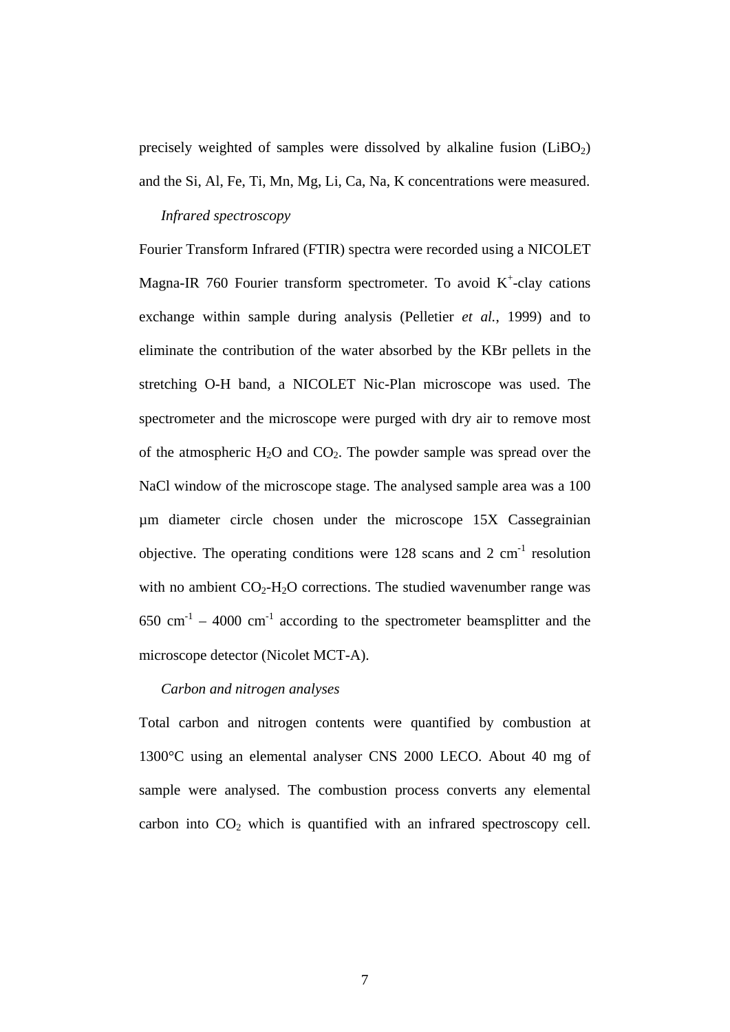precisely weighted of samples were dissolved by alkaline fusion ($LiBO_2$) and the Si, Al, Fe, Ti, Mn, Mg, Li, Ca, Na, K concentrations were measured.

*Infrared spectroscopy*

Fourier Transform Infrared (FTIR) spectra were recorded using a NICOLET Magna-IR 760 Fourier transform spectrometer. To avoid $K^+$-clay cations exchange within sample during analysis (Pelletier *et al.*, 1999) and to eliminate the contribution of the water absorbed by the KBr pellets in the stretching O-H band, a NICOLET Nic-Plan microscope was used. The spectrometer and the microscope were purged with dry air to remove most of the atmospheric $H_2O$ and $CO_2$. The powder sample was spread over the NaCl window of the microscope stage. The analysed sample area was a 100 µm diameter circle chosen under the microscope 15X Cassegrainian objective. The operating conditions were 128 scans and 2 $cm^{-1}$ resolution with no ambient $CO_2$-$H_2O$ corrections. The studied wavenumber range was 650 $cm^{-1}$ – 4000 $cm^{-1}$ according to the spectrometer beamsplitter and the microscope detector (Nicolet MCT-A).

*Carbon and nitrogen analyses*

Total carbon and nitrogen contents were quantified by combustion at 1300°C using an elemental analyser CNS 2000 LECO. About 40 mg of sample were analysed. The combustion process converts any elemental carbon into $CO_2$ which is quantified with an infrared spectroscopy cell.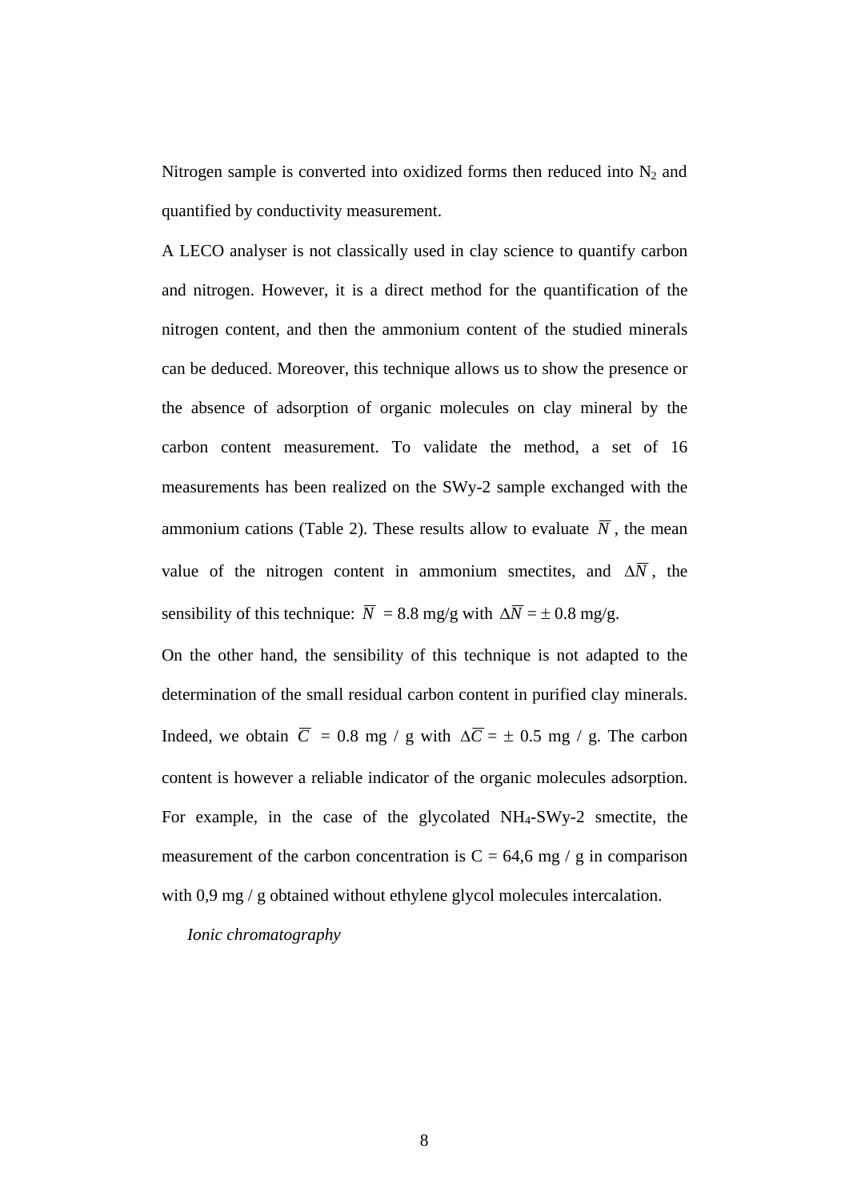Nitrogen sample is converted into oxidized forms then reduced into $N_2$ and quantified by conductivity measurement.

A LECO analyser is not classically used in clay science to quantify carbon and nitrogen. However, it is a direct method for the quantification of the nitrogen content, and then the ammonium content of the studied minerals can be deduced. Moreover, this technique allows us to show the presence or the absence of adsorption of organic molecules on clay mineral by the carbon content measurement. To validate the method, a set of 16 measurements has been realized on the SWy-2 sample exchanged with the ammonium cations (Table 2). These results allow to evaluate $\overline{N}$, the mean value of the nitrogen content in ammonium smectites, and $\Delta\overline{N}$, the sensibility of this technique: $\overline{N}$ = 8.8 mg/g with $\Delta\overline{N} = \pm$ 0.8 mg/g.

On the other hand, the sensibility of this technique is not adapted to the determination of the small residual carbon content in purified clay minerals. Indeed, we obtain $\overline{C}$ = 0.8 mg / g with $\Delta\overline{C} = \pm$ 0.5 mg / g. The carbon content is however a reliable indicator of the organic molecules adsorption. For example, in the case of the glycolated $NH_4$-SWy-2 smectite, the measurement of the carbon concentration is C = 64,6 mg / g in comparison with 0,9 mg / g obtained without ethylene glycol molecules intercalation.

*Ionic chromatography*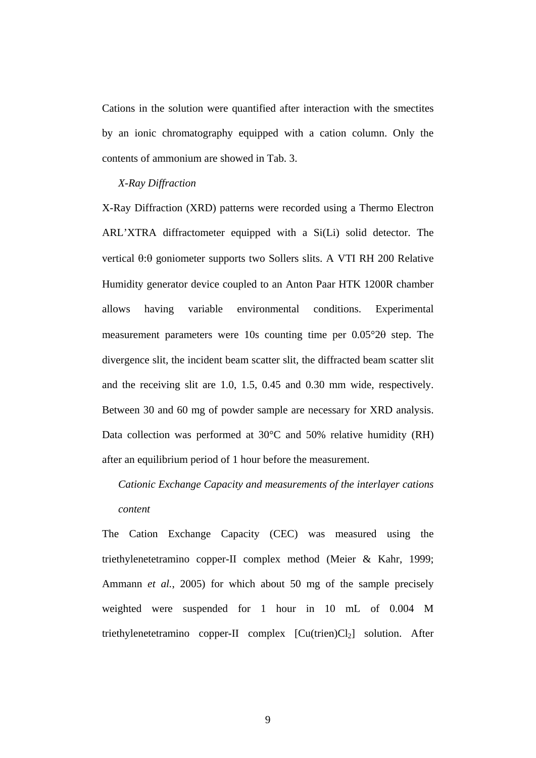Cations in the solution were quantified after interaction with the smectites by an ionic chromatography equipped with a cation column. Only the contents of ammonium are showed in Tab. 3.

### *X-Ray Diffraction*

X-Ray Diffraction (XRD) patterns were recorded using a Thermo Electron ARL'XTRA diffractometer equipped with a Si(Li) solid detector. The vertical θ:θ goniometer supports two Sollers slits. A VTI RH 200 Relative Humidity generator device coupled to an Anton Paar HTK 1200R chamber allows having variable environmental conditions. Experimental measurement parameters were 10s counting time per 0.05°2θ step. The divergence slit, the incident beam scatter slit, the diffracted beam scatter slit and the receiving slit are 1.0, 1.5, 0.45 and 0.30 mm wide, respectively. Between 30 and 60 mg of powder sample are necessary for XRD analysis. Data collection was performed at 30°C and 50% relative humidity (RH) after an equilibrium period of 1 hour before the measurement.

### *Cationic Exchange Capacity and measurements of the interlayer cations content*

The Cation Exchange Capacity (CEC) was measured using the triethylenetetramino copper-II complex method (Meier & Kahr, 1999; Ammann *et al.*, 2005) for which about 50 mg of the sample precisely weighted were suspended for 1 hour in 10 mL of 0.004 M triethylenetetramino copper-II complex [Cu(trien)$Cl_2$] solution. After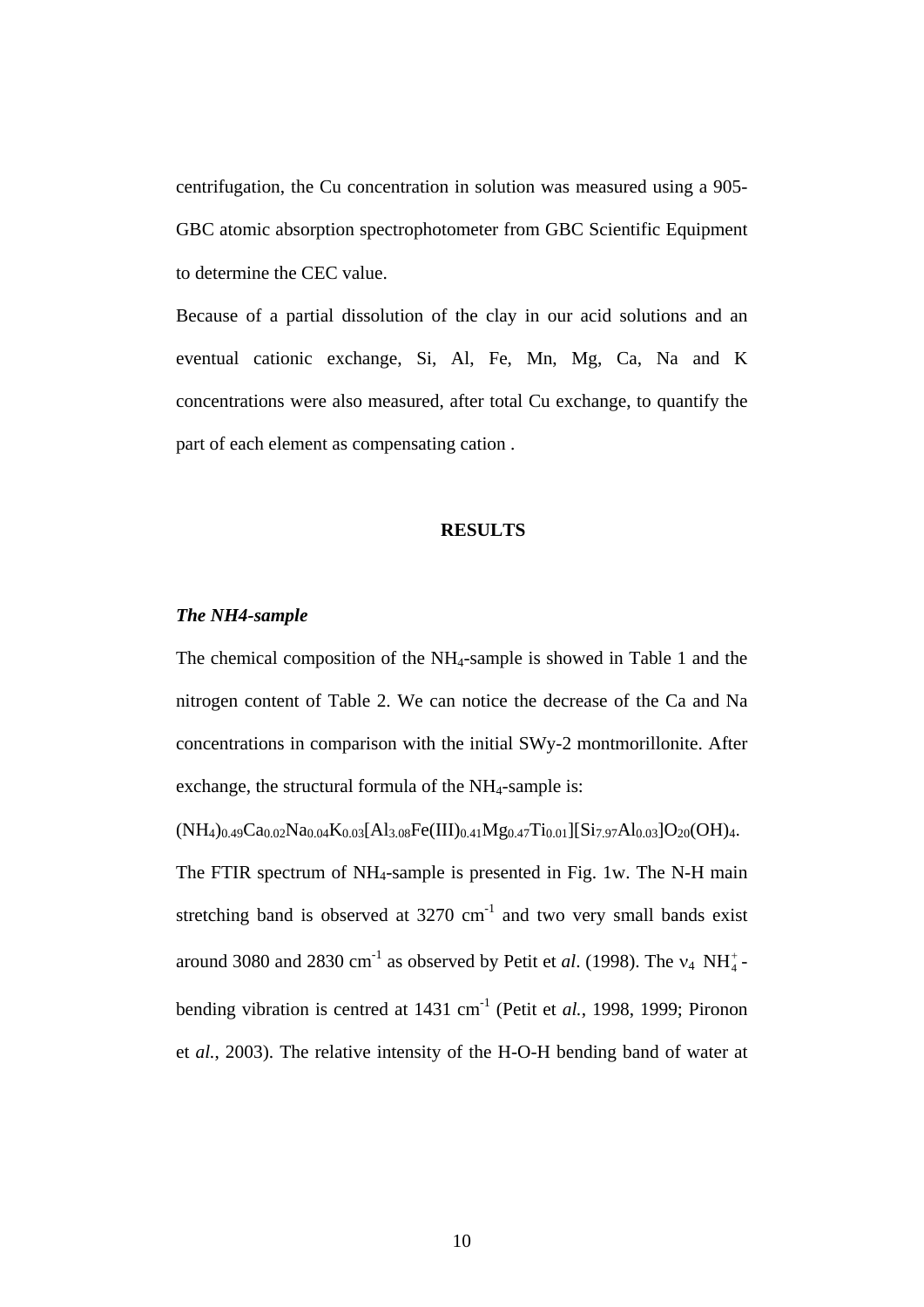centrifugation, the Cu concentration in solution was measured using a 905-GBC atomic absorption spectrophotometer from GBC Scientific Equipment to determine the CEC value.

Because of a partial dissolution of the clay in our acid solutions and an eventual cationic exchange, Si, Al, Fe, Mn, Mg, Ca, Na and K concentrations were also measured, after total Cu exchange, to quantify the part of each element as compensating cation .

## RESULTS

### *The NH4-sample*

The chemical composition of the $NH_4$-sample is showed in Table 1 and the nitrogen content of Table 2. We can notice the decrease of the Ca and Na concentrations in comparison with the initial SWy-2 montmorillonite. After exchange, the structural formula of the $NH_4$-sample is:

$(NH_4)_{0.49}Ca_{0.02}Na_{0.04}K_{0.03}[Al_{3.08}Fe(III)_{0.41}Mg_{0.47}Ti_{0.01}][Si_{7.97}Al_{0.03}]O_{20}(OH)_4$.

The FTIR spectrum of $NH_4$-sample is presented in Fig. 1w. The N-H main stretching band is observed at 3270 $cm^{-1}$ and two very small bands exist around 3080 and 2830 $cm^{-1}$ as observed by Petit et *al*. (1998). The $\nu_4$ $NH_4^+$-bending vibration is centred at 1431 $cm^{-1}$ (Petit et *al.*, 1998, 1999; Pironon et *al.*, 2003). The relative intensity of the H-O-H bending band of water at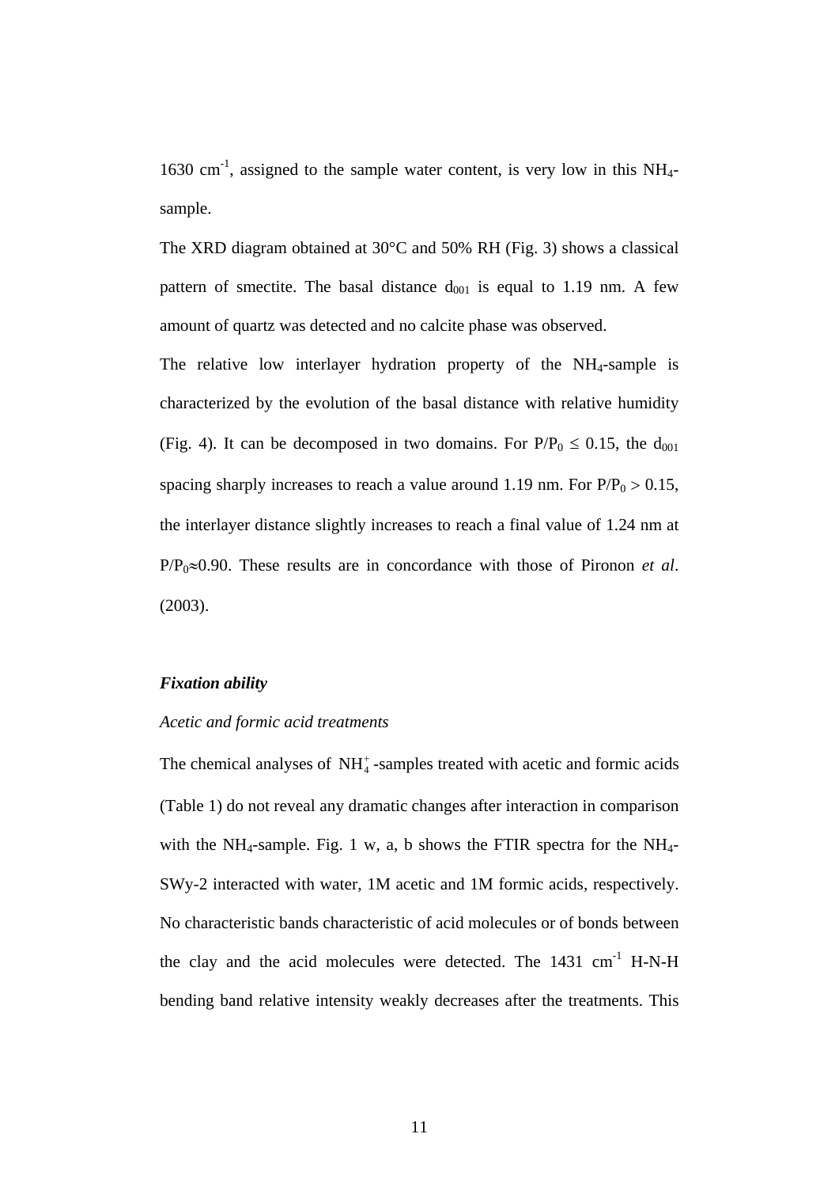1630 $cm^{-1}$, assigned to the sample water content, is very low in this $NH_4$-sample.

The XRD diagram obtained at 30°C and 50% RH (Fig. 3) shows a classical pattern of smectite. The basal distance $d_{001}$ is equal to 1.19 nm. A few amount of quartz was detected and no calcite phase was observed.

The relative low interlayer hydration property of the $NH_4$-sample is characterized by the evolution of the basal distance with relative humidity (Fig. 4). It can be decomposed in two domains. For $P/P_0 \leq 0.15$, the $d_{001}$ spacing sharply increases to reach a value around 1.19 nm. For $P/P_0 > 0.15$, the interlayer distance slightly increases to reach a final value of 1.24 nm at $P/P_0 \approx 0.90$. These results are in concordance with those of Pironon *et al*. (2003).

***Fixation ability***

*Acetic and formic acid treatments*

The chemical analyses of $NH_4^+$-samples treated with acetic and formic acids (Table 1) do not reveal any dramatic changes after interaction in comparison with the $NH_4$-sample. Fig. 1 w, a, b shows the FTIR spectra for the $NH_4$-SWy-2 interacted with water, 1M acetic and 1M formic acids, respectively. No characteristic bands characteristic of acid molecules or of bonds between the clay and the acid molecules were detected. The 1431 $cm^{-1}$ H-N-H bending band relative intensity weakly decreases after the treatments. This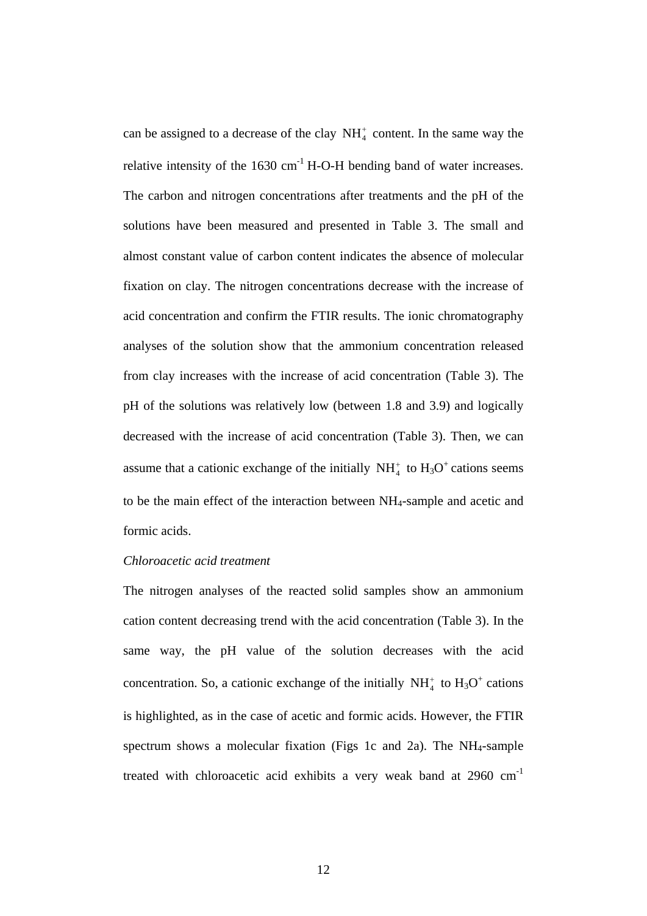can be assigned to a decrease of the clay $NH_4^+$ content. In the same way the relative intensity of the 1630 $cm^{-1}$ H-O-H bending band of water increases. The carbon and nitrogen concentrations after treatments and the pH of the solutions have been measured and presented in Table 3. The small and almost constant value of carbon content indicates the absence of molecular fixation on clay. The nitrogen concentrations decrease with the increase of acid concentration and confirm the FTIR results. The ionic chromatography analyses of the solution show that the ammonium concentration released from clay increases with the increase of acid concentration (Table 3). The pH of the solutions was relatively low (between 1.8 and 3.9) and logically decreased with the increase of acid concentration (Table 3). Then, we can assume that a cationic exchange of the initially $NH_4^+$ to $H_3O^+$ cations seems to be the main effect of the interaction between $NH_4$-sample and acetic and formic acids.

*Chloroacetic acid treatment*

The nitrogen analyses of the reacted solid samples show an ammonium cation content decreasing trend with the acid concentration (Table 3). In the same way, the pH value of the solution decreases with the acid concentration. So, a cationic exchange of the initially $NH_4^+$ to $H_3O^+$ cations is highlighted, as in the case of acetic and formic acids. However, the FTIR spectrum shows a molecular fixation (Figs 1c and 2a). The $NH_4$-sample treated with chloroacetic acid exhibits a very weak band at 2960 $cm^{-1}$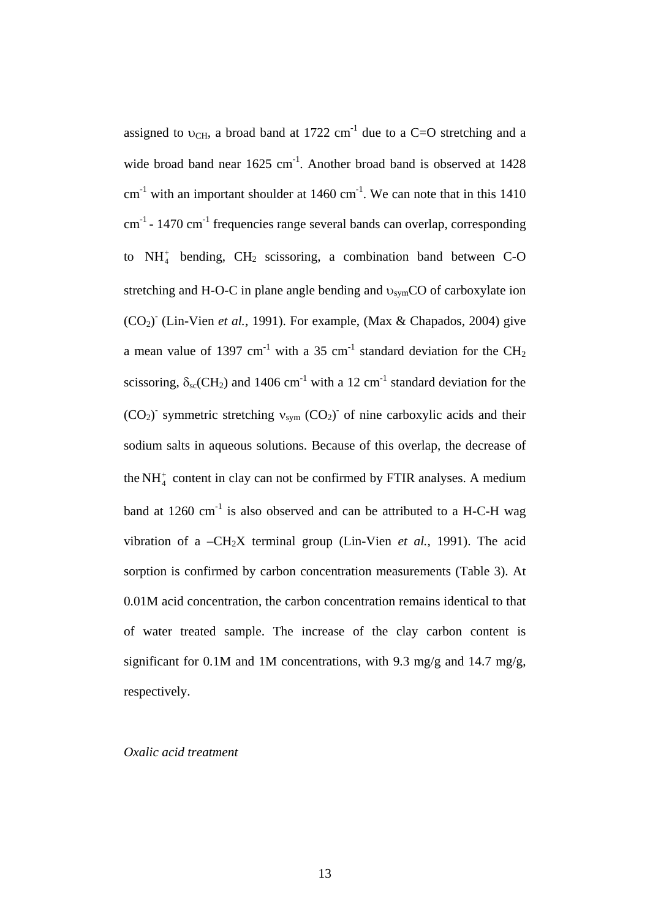assigned to $\upsilon_{CH}$, a broad band at 1722 $cm^{-1}$ due to a C=O stretching and a wide broad band near 1625 $cm^{-1}$. Another broad band is observed at 1428 $cm^{-1}$ with an important shoulder at 1460 $cm^{-1}$. We can note that in this 1410 $cm^{-1}$ - 1470 $cm^{-1}$ frequencies range several bands can overlap, corresponding to $NH_4^+$ bending, $CH_2$ scissoring, a combination band between C-O stretching and H-O-C in plane angle bending and $\upsilon_{sym}$CO of carboxylate ion $(CO_2)^-$ (Lin-Vien *et al.*, 1991). For example, (Max & Chapados, 2004) give a mean value of 1397 $cm^{-1}$ with a 35 $cm^{-1}$ standard deviation for the $CH_2$ scissoring, $\delta_{sc}(CH_2)$ and 1406 $cm^{-1}$ with a 12 $cm^{-1}$ standard deviation for the $(CO_2)^-$ symmetric stretching $\nu_{sym}$ $(CO_2)^-$ of nine carboxylic acids and their sodium salts in aqueous solutions. Because of this overlap, the decrease of the $NH_4^+$ content in clay can not be confirmed by FTIR analyses. A medium band at 1260 $cm^{-1}$ is also observed and can be attributed to a H-C-H wag vibration of a $–CH_2X$ terminal group (Lin-Vien *et al.*, 1991). The acid sorption is confirmed by carbon concentration measurements (Table 3). At 0.01M acid concentration, the carbon concentration remains identical to that of water treated sample. The increase of the clay carbon content is significant for 0.1M and 1M concentrations, with 9.3 mg/g and 14.7 mg/g, respectively.

*Oxalic acid treatment*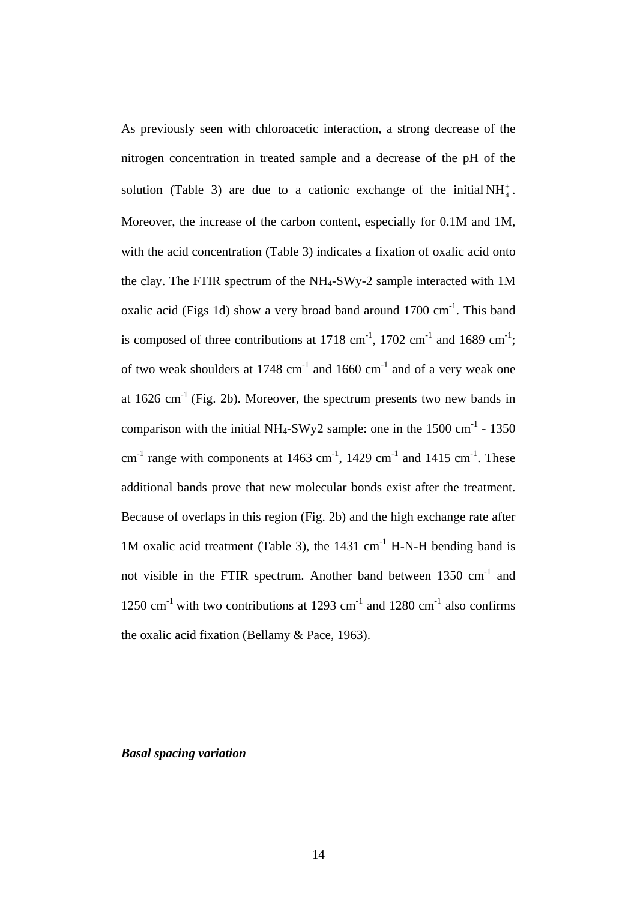As previously seen with chloroacetic interaction, a strong decrease of the nitrogen concentration in treated sample and a decrease of the pH of the solution (Table 3) are due to a cationic exchange of the initial $NH_4^+$. Moreover, the increase of the carbon content, especially for 0.1M and 1M, with the acid concentration (Table 3) indicates a fixation of oxalic acid onto the clay. The FTIR spectrum of the $NH_4$-SWy-2 sample interacted with 1M oxalic acid (Figs 1d) show a very broad band around 1700 $cm^{-1}$. This band is composed of three contributions at 1718 $cm^{-1}$, 1702 $cm^{-1}$ and 1689 $cm^{-1}$; of two weak shoulders at 1748 $cm^{-1}$ and 1660 $cm^{-1}$ and of a very weak one at 1626 $cm^{-1}$ (Fig. 2b). Moreover, the spectrum presents two new bands in comparison with the initial $NH_4$-SWy2 sample: one in the 1500 $cm^{-1}$ - 1350 $cm^{-1}$ range with components at 1463 $cm^{-1}$, 1429 $cm^{-1}$ and 1415 $cm^{-1}$. These additional bands prove that new molecular bonds exist after the treatment. Because of overlaps in this region (Fig. 2b) and the high exchange rate after 1M oxalic acid treatment (Table 3), the 1431 $cm^{-1}$ H-N-H bending band is not visible in the FTIR spectrum. Another band between 1350 $cm^{-1}$ and 1250 $cm^{-1}$ with two contributions at 1293 $cm^{-1}$ and 1280 $cm^{-1}$ also confirms the oxalic acid fixation (Bellamy & Pace, 1963).

***Basal spacing variation***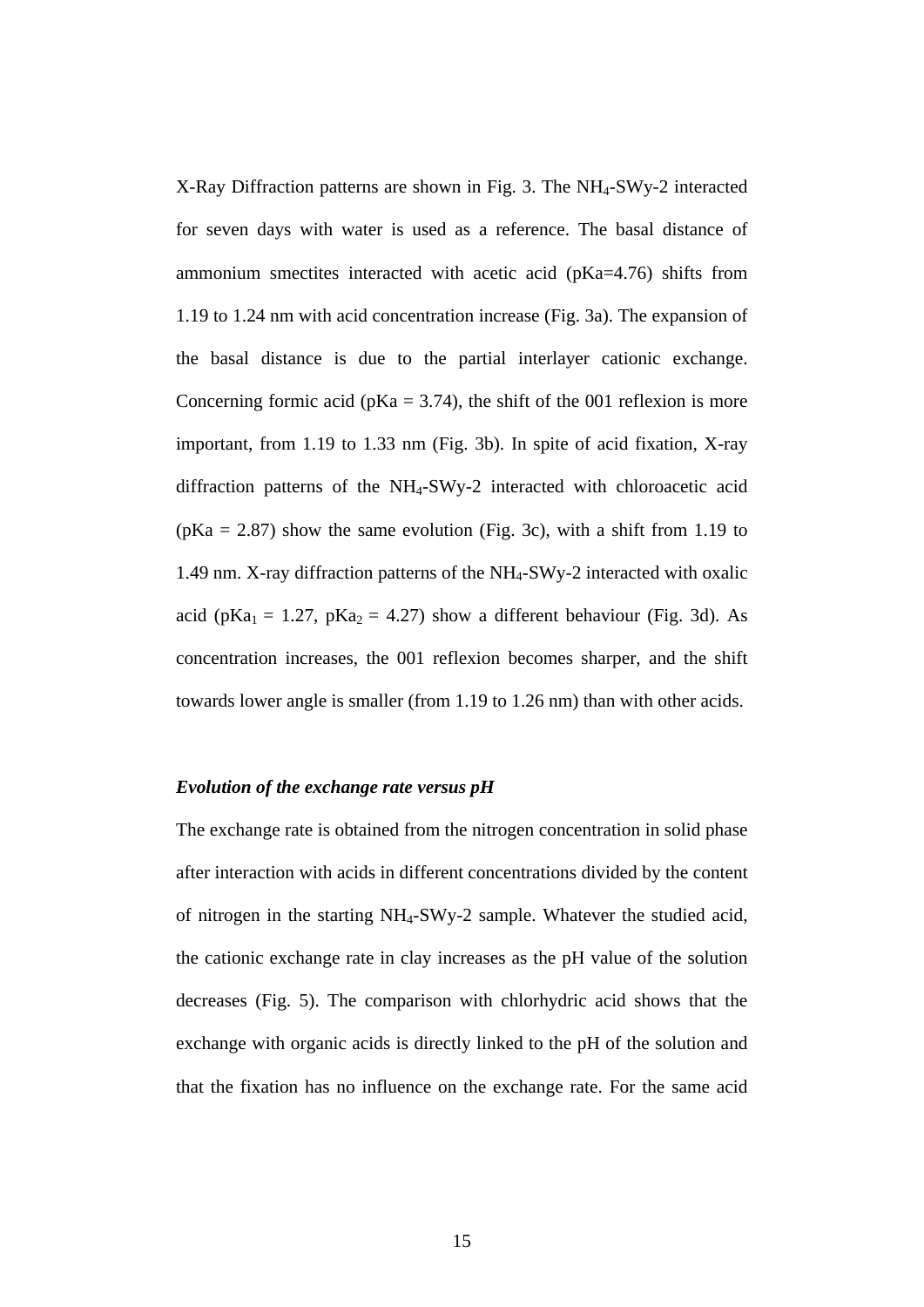X-Ray Diffraction patterns are shown in Fig. 3. The $NH_4$-SWy-2 interacted for seven days with water is used as a reference. The basal distance of ammonium smectites interacted with acetic acid (pKa=4.76) shifts from 1.19 to 1.24 nm with acid concentration increase (Fig. 3a). The expansion of the basal distance is due to the partial interlayer cationic exchange. Concerning formic acid (pKa = 3.74), the shift of the 001 reflexion is more important, from 1.19 to 1.33 nm (Fig. 3b). In spite of acid fixation, X-ray diffraction patterns of the $NH_4$-SWy-2 interacted with chloroacetic acid (pKa = 2.87) show the same evolution (Fig. 3c), with a shift from 1.19 to 1.49 nm. X-ray diffraction patterns of the $NH_4$-SWy-2 interacted with oxalic acid ($pKa_1$ = 1.27, $pKa_2$ = 4.27) show a different behaviour (Fig. 3d). As concentration increases, the 001 reflexion becomes sharper, and the shift towards lower angle is smaller (from 1.19 to 1.26 nm) than with other acids.

***Evolution of the exchange rate versus pH***

The exchange rate is obtained from the nitrogen concentration in solid phase after interaction with acids in different concentrations divided by the content of nitrogen in the starting $NH_4$-SWy-2 sample. Whatever the studied acid, the cationic exchange rate in clay increases as the pH value of the solution decreases (Fig. 5). The comparison with chlorhydric acid shows that the exchange with organic acids is directly linked to the pH of the solution and that the fixation has no influence on the exchange rate. For the same acid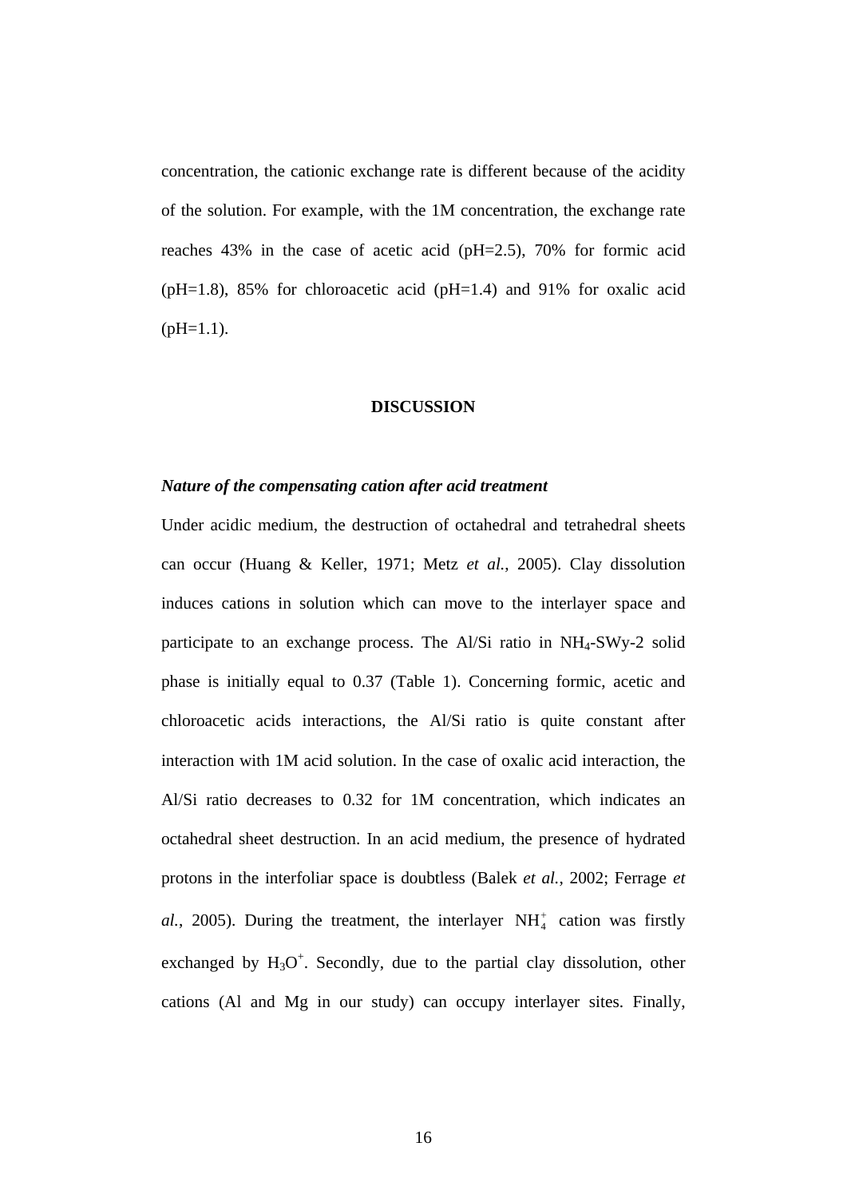concentration, the cationic exchange rate is different because of the acidity of the solution. For example, with the 1M concentration, the exchange rate reaches 43% in the case of acetic acid (pH=2.5), 70% for formic acid (pH=1.8), 85% for chloroacetic acid (pH=1.4) and 91% for oxalic acid (pH=1.1).

## DISCUSSION

### *Nature of the compensating cation after acid treatment*

Under acidic medium, the destruction of octahedral and tetrahedral sheets can occur (Huang & Keller, 1971; Metz *et al.*, 2005). Clay dissolution induces cations in solution which can move to the interlayer space and participate to an exchange process. The Al/Si ratio in $NH_4$-SWy-2 solid phase is initially equal to 0.37 (Table 1). Concerning formic, acetic and chloroacetic acids interactions, the Al/Si ratio is quite constant after interaction with 1M acid solution. In the case of oxalic acid interaction, the Al/Si ratio decreases to 0.32 for 1M concentration, which indicates an octahedral sheet destruction. In an acid medium, the presence of hydrated protons in the interfoliar space is doubtless (Balek *et al.*, 2002; Ferrage *et al.*, 2005). During the treatment, the interlayer $NH_4^+$ cation was firstly exchanged by $H_3O^+$. Secondly, due to the partial clay dissolution, other cations (Al and Mg in our study) can occupy interlayer sites. Finally,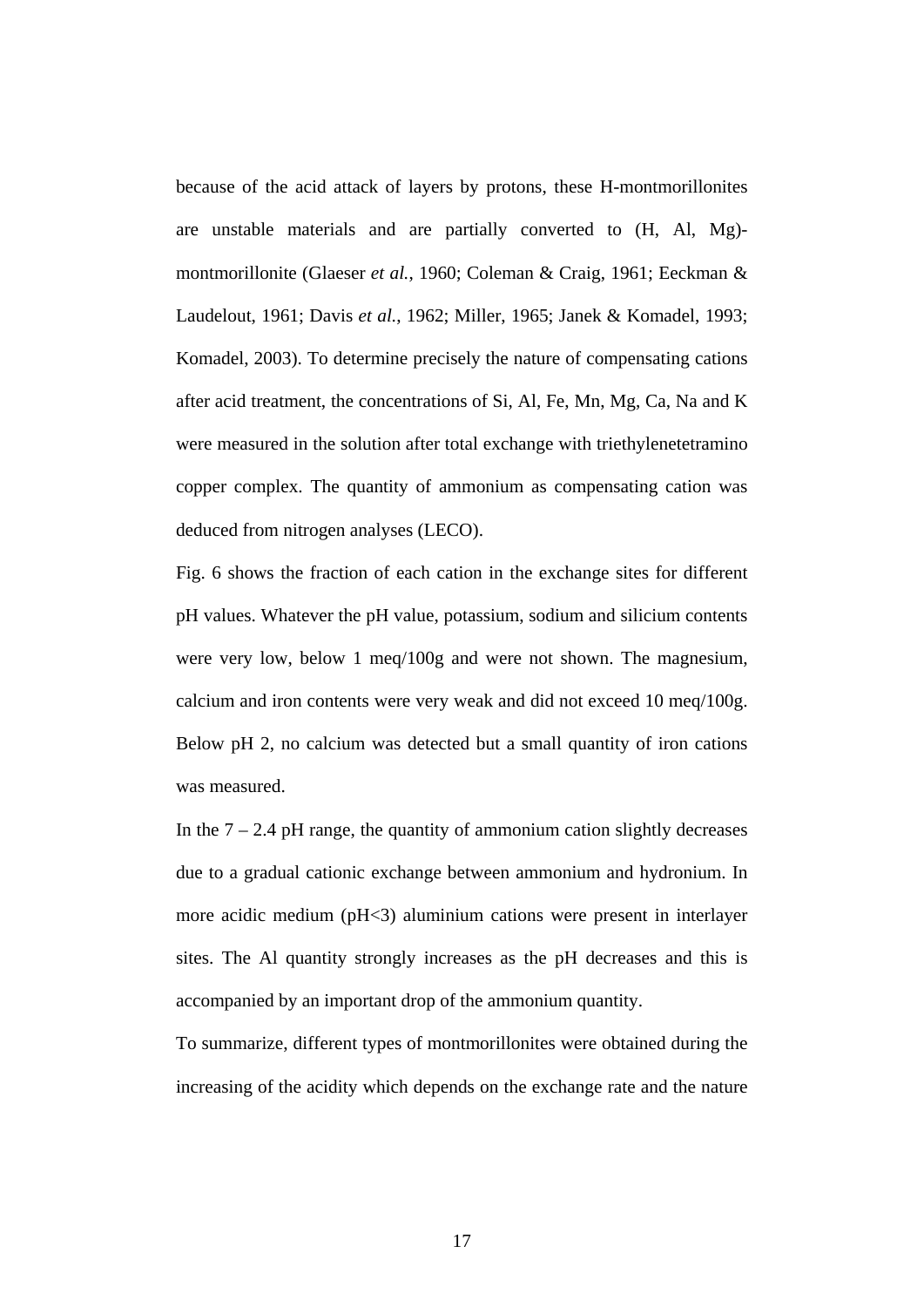because of the acid attack of layers by protons, these H-montmorillonites are unstable materials and are partially converted to (H, Al, Mg)-montmorillonite (Glaeser *et al.*, 1960; Coleman & Craig, 1961; Eeckman & Laudelout, 1961; Davis *et al.*, 1962; Miller, 1965; Janek & Komadel, 1993; Komadel, 2003). To determine precisely the nature of compensating cations after acid treatment, the concentrations of Si, Al, Fe, Mn, Mg, Ca, Na and K were measured in the solution after total exchange with triethylenetetramino copper complex. The quantity of ammonium as compensating cation was deduced from nitrogen analyses (LECO).

Fig. 6 shows the fraction of each cation in the exchange sites for different pH values. Whatever the pH value, potassium, sodium and silicium contents were very low, below 1 meq/100g and were not shown. The magnesium, calcium and iron contents were very weak and did not exceed 10 meq/100g. Below pH 2, no calcium was detected but a small quantity of iron cations was measured.

In the 7 – 2.4 pH range, the quantity of ammonium cation slightly decreases due to a gradual cationic exchange between ammonium and hydronium. In more acidic medium (pH<3) aluminium cations were present in interlayer sites. The Al quantity strongly increases as the pH decreases and this is accompanied by an important drop of the ammonium quantity.

To summarize, different types of montmorillonites were obtained during the increasing of the acidity which depends on the exchange rate and the nature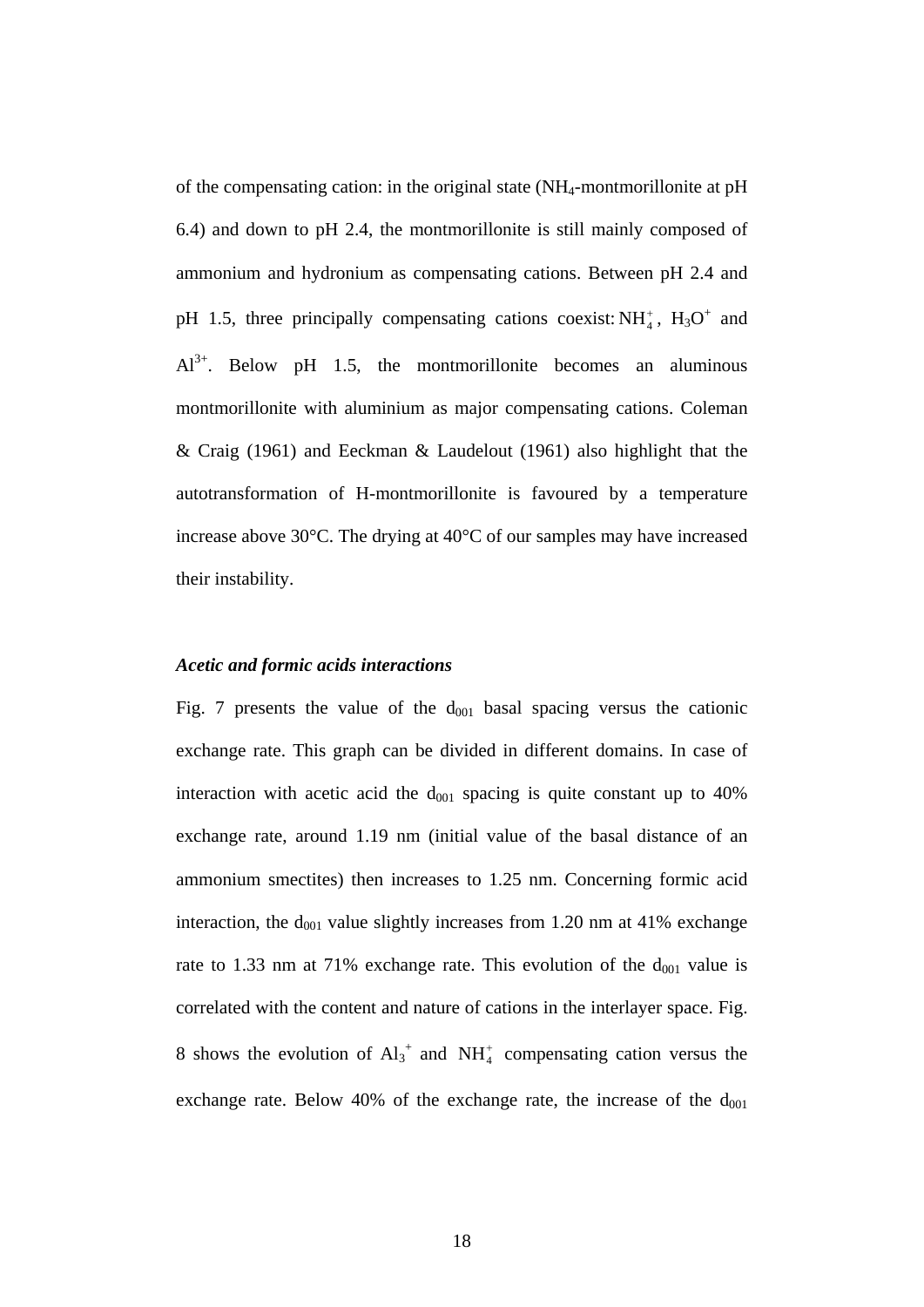of the compensating cation: in the original state ($NH_4$-montmorillonite at pH 6.4) and down to pH 2.4, the montmorillonite is still mainly composed of ammonium and hydronium as compensating cations. Between pH 2.4 and pH 1.5, three principally compensating cations coexist: $NH_4^+$, $H_3O^+$ and $Al^{3+}$. Below pH 1.5, the montmorillonite becomes an aluminous montmorillonite with aluminium as major compensating cations. Coleman & Craig (1961) and Eeckman & Laudelout (1961) also highlight that the autotransformation of H-montmorillonite is favoured by a temperature increase above 30°C. The drying at 40°C of our samples may have increased their instability.

***Acetic and formic acids interactions***

Fig. 7 presents the value of the $d_{001}$ basal spacing versus the cationic exchange rate. This graph can be divided in different domains. In case of interaction with acetic acid the $d_{001}$ spacing is quite constant up to 40% exchange rate, around 1.19 nm (initial value of the basal distance of an ammonium smectites) then increases to 1.25 nm. Concerning formic acid interaction, the $d_{001}$ value slightly increases from 1.20 nm at 41% exchange rate to 1.33 nm at 71% exchange rate. This evolution of the $d_{001}$ value is correlated with the content and nature of cations in the interlayer space. Fig. 8 shows the evolution of $Al_3^+$ and $NH_4^+$ compensating cation versus the exchange rate. Below 40% of the exchange rate, the increase of the $d_{001}$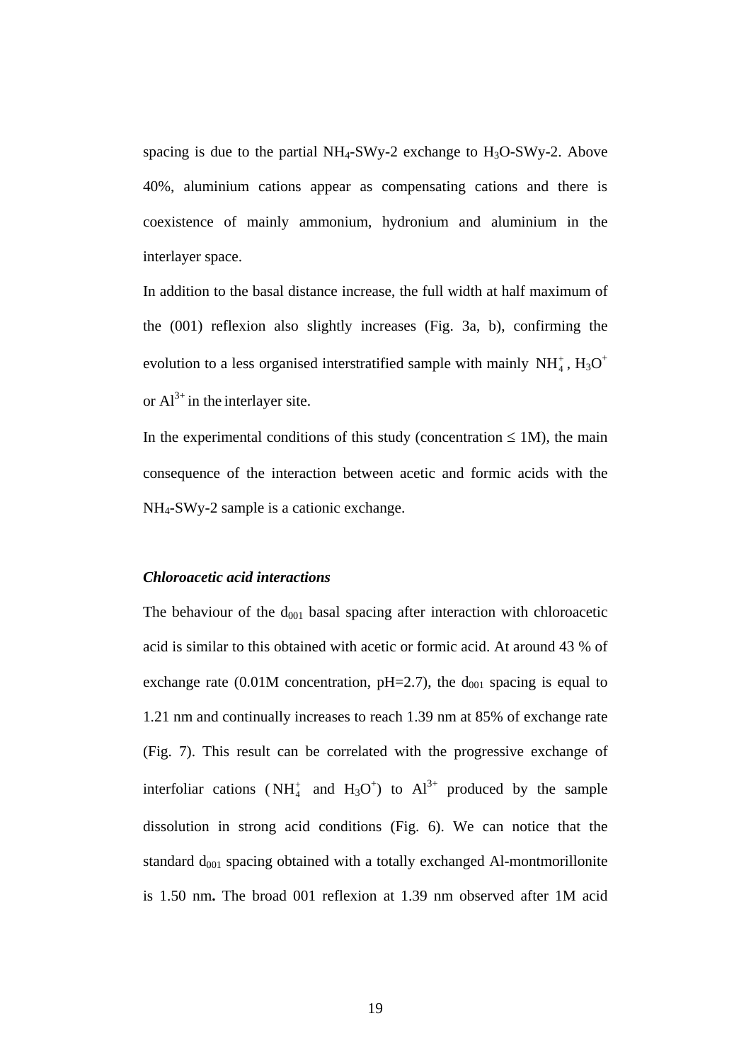spacing is due to the partial $NH_4$-SWy-2 exchange to $H_3O$-SWy-2. Above 40%, aluminium cations appear as compensating cations and there is coexistence of mainly ammonium, hydronium and aluminium in the interlayer space.

In addition to the basal distance increase, the full width at half maximum of the (001) reflexion also slightly increases (Fig. 3a, b), confirming the evolution to a less organised interstratified sample with mainly $NH_4^+$, $H_3O^+$ or $Al^{3+}$ in the interlayer site.

In the experimental conditions of this study (concentration $\leq$ 1M), the main consequence of the interaction between acetic and formic acids with the $NH_4$-SWy-2 sample is a cationic exchange.

***Chloroacetic acid interactions***

The behaviour of the $d_{001}$ basal spacing after interaction with chloroacetic acid is similar to this obtained with acetic or formic acid. At around 43 % of exchange rate (0.01M concentration, pH=2.7), the $d_{001}$ spacing is equal to 1.21 nm and continually increases to reach 1.39 nm at 85% of exchange rate (Fig. 7). This result can be correlated with the progressive exchange of interfoliar cations ($NH_4^+$ and $H_3O^+$) to $Al^{3+}$ produced by the sample dissolution in strong acid conditions (Fig. 6). We can notice that the standard $d_{001}$ spacing obtained with a totally exchanged Al-montmorillonite is 1.50 nm**.** The broad 001 reflexion at 1.39 nm observed after 1M acid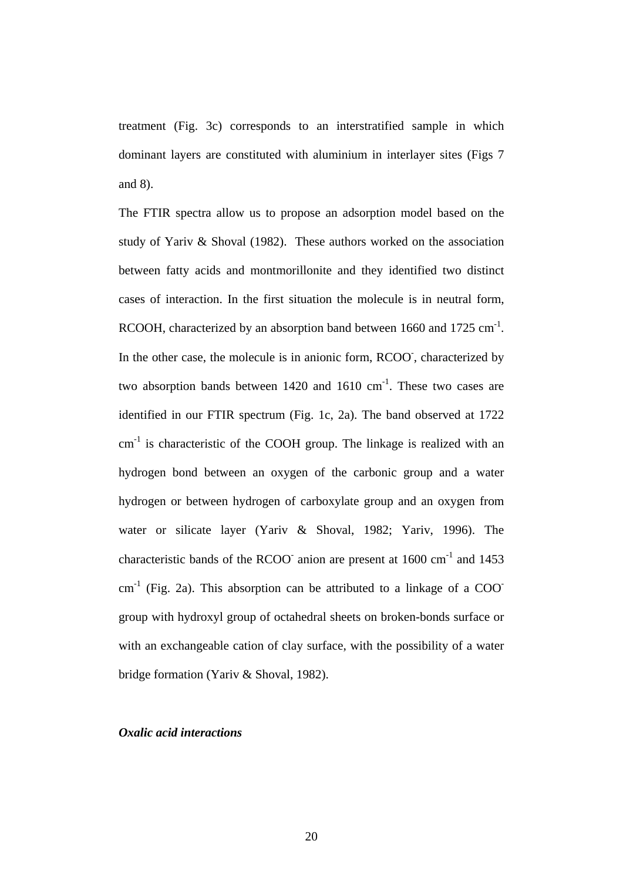treatment (Fig. 3c) corresponds to an interstratified sample in which dominant layers are constituted with aluminium in interlayer sites (Figs 7 and 8).

The FTIR spectra allow us to propose an adsorption model based on the study of Yariv & Shoval (1982). These authors worked on the association between fatty acids and montmorillonite and they identified two distinct cases of interaction. In the first situation the molecule is in neutral form, RCOOH, characterized by an absorption band between 1660 and 1725 $cm^{-1}$. In the other case, the molecule is in anionic form, $RCOO^-$, characterized by two absorption bands between 1420 and 1610 $cm^{-1}$. These two cases are identified in our FTIR spectrum (Fig. 1c, 2a). The band observed at 1722 $cm^{-1}$ is characteristic of the COOH group. The linkage is realized with an hydrogen bond between an oxygen of the carbonic group and a water hydrogen or between hydrogen of carboxylate group and an oxygen from water or silicate layer (Yariv & Shoval, 1982; Yariv, 1996). The characteristic bands of the $RCOO^-$ anion are present at 1600 $cm^{-1}$ and 1453 $cm^{-1}$ (Fig. 2a). This absorption can be attributed to a linkage of a $COO^-$ group with hydroxyl group of octahedral sheets on broken-bonds surface or with an exchangeable cation of clay surface, with the possibility of a water bridge formation (Yariv & Shoval, 1982).

### *Oxalic acid interactions*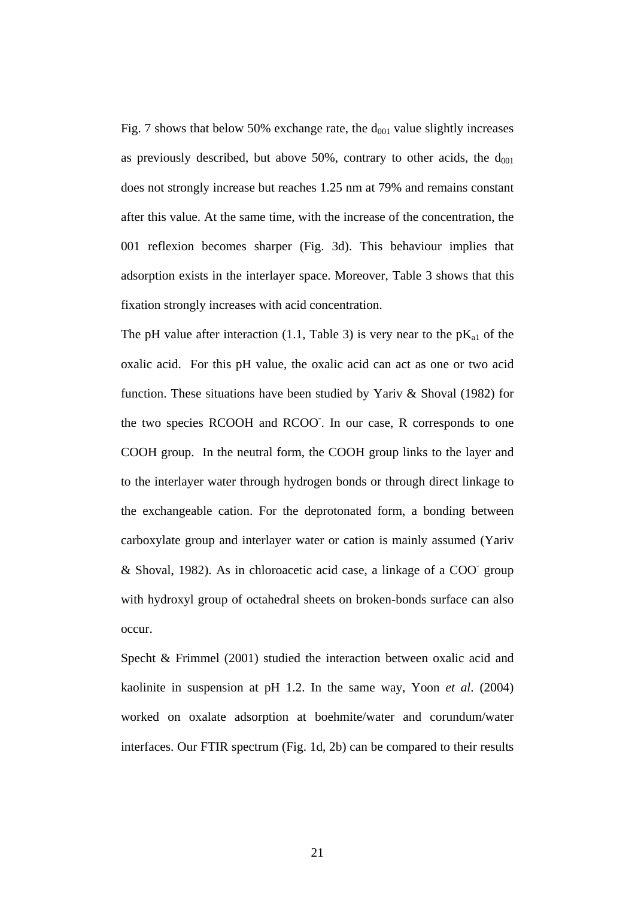Fig. 7 shows that below 50% exchange rate, the $d_{001}$ value slightly increases as previously described, but above 50%, contrary to other acids, the $d_{001}$ does not strongly increase but reaches 1.25 nm at 79% and remains constant after this value. At the same time, with the increase of the concentration, the 001 reflexion becomes sharper (Fig. 3d). This behaviour implies that adsorption exists in the interlayer space. Moreover, Table 3 shows that this fixation strongly increases with acid concentration.

The pH value after interaction (1.1, Table 3) is very near to the $pK_{a1}$ of the oxalic acid. For this pH value, the oxalic acid can act as one or two acid function. These situations have been studied by Yariv & Shoval (1982) for the two species RCOOH and $RCOO^-$. In our case, R corresponds to one COOH group. In the neutral form, the COOH group links to the layer and to the interlayer water through hydrogen bonds or through direct linkage to the exchangeable cation. For the deprotonated form, a bonding between carboxylate group and interlayer water or cation is mainly assumed (Yariv & Shoval, 1982). As in chloroacetic acid case, a linkage of a $COO^-$ group with hydroxyl group of octahedral sheets on broken-bonds surface can also occur.

Specht & Frimmel (2001) studied the interaction between oxalic acid and kaolinite in suspension at pH 1.2. In the same way, Yoon *et al*. (2004) worked on oxalate adsorption at boehmite/water and corundum/water interfaces. Our FTIR spectrum (Fig. 1d, 2b) can be compared to their results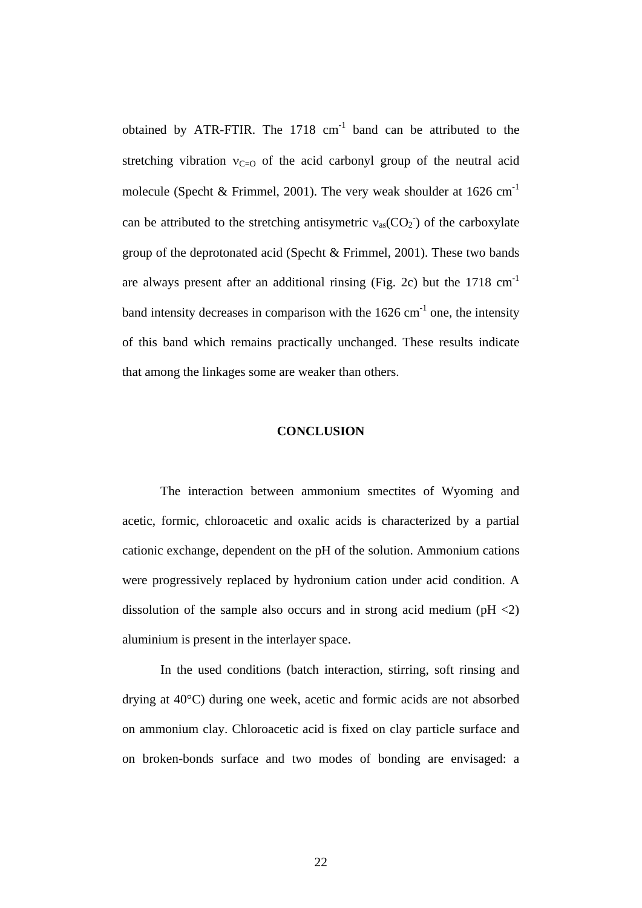obtained by ATR-FTIR. The 1718 cm$^{-1}$ band can be attributed to the stretching vibration $\nu_{C=O}$ of the acid carbonyl group of the neutral acid molecule (Specht & Frimmel, 2001). The very weak shoulder at 1626 cm$^{-1}$ can be attributed to the stretching antisymetric $\nu_{as}(CO_2^-)$ of the carboxylate group of the deprotonated acid (Specht & Frimmel, 2001). These two bands are always present after an additional rinsing (Fig. 2c) but the 1718 cm$^{-1}$ band intensity decreases in comparison with the 1626 cm$^{-1}$ one, the intensity of this band which remains practically unchanged. These results indicate that among the linkages some are weaker than others.

## CONCLUSION

The interaction between ammonium smectites of Wyoming and acetic, formic, chloroacetic and oxalic acids is characterized by a partial cationic exchange, dependent on the pH of the solution. Ammonium cations were progressively replaced by hydronium cation under acid condition. A dissolution of the sample also occurs and in strong acid medium (pH <2) aluminium is present in the interlayer space.

In the used conditions (batch interaction, stirring, soft rinsing and drying at 40°C) during one week, acetic and formic acids are not absorbed on ammonium clay. Chloroacetic acid is fixed on clay particle surface and on broken-bonds surface and two modes of bonding are envisaged: a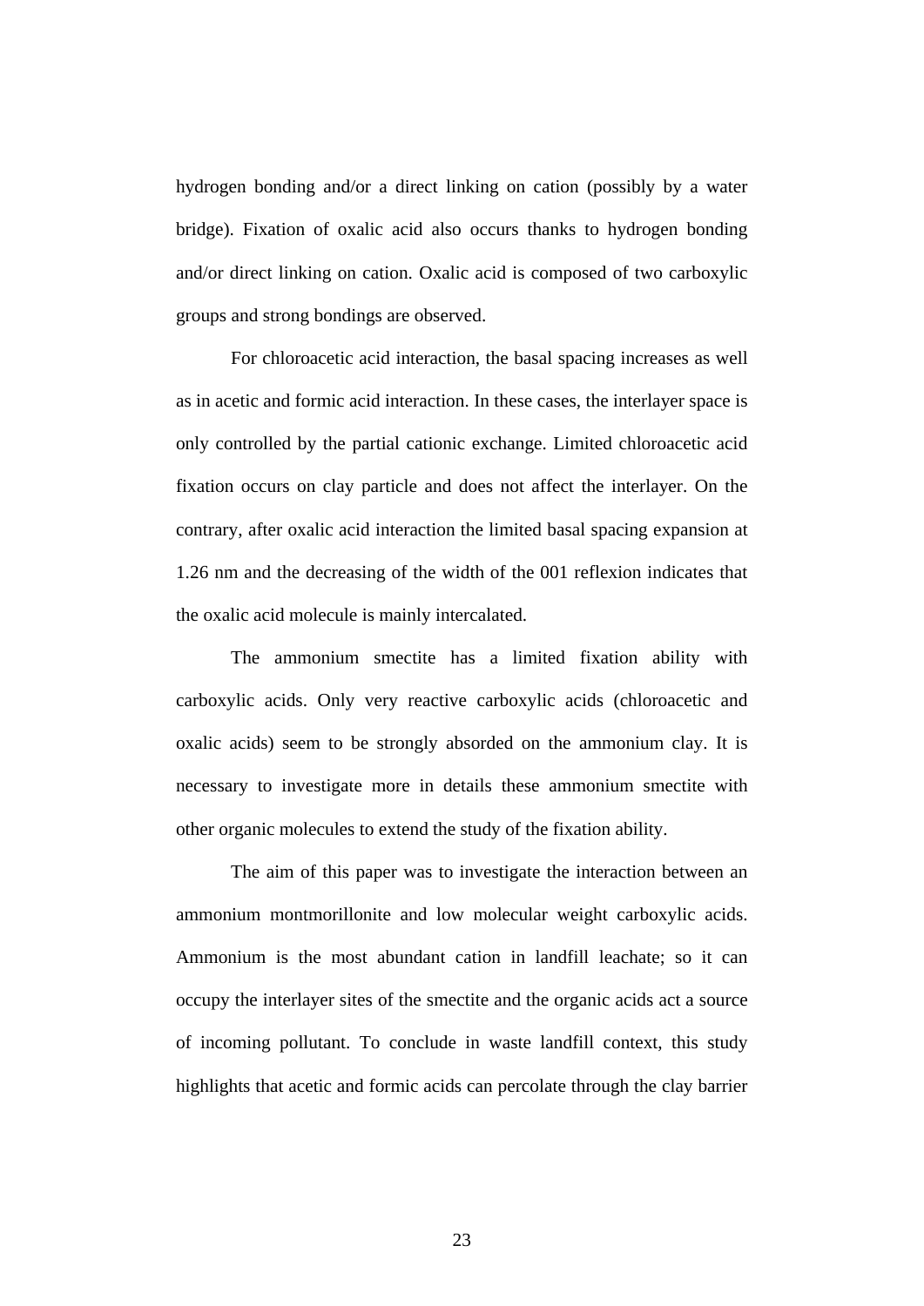hydrogen bonding and/or a direct linking on cation (possibly by a water bridge). Fixation of oxalic acid also occurs thanks to hydrogen bonding and/or direct linking on cation. Oxalic acid is composed of two carboxylic groups and strong bondings are observed.

For chloroacetic acid interaction, the basal spacing increases as well as in acetic and formic acid interaction. In these cases, the interlayer space is only controlled by the partial cationic exchange. Limited chloroacetic acid fixation occurs on clay particle and does not affect the interlayer. On the contrary, after oxalic acid interaction the limited basal spacing expansion at 1.26 nm and the decreasing of the width of the 001 reflexion indicates that the oxalic acid molecule is mainly intercalated.

The ammonium smectite has a limited fixation ability with carboxylic acids. Only very reactive carboxylic acids (chloroacetic and oxalic acids) seem to be strongly absorded on the ammonium clay. It is necessary to investigate more in details these ammonium smectite with other organic molecules to extend the study of the fixation ability.

The aim of this paper was to investigate the interaction between an ammonium montmorillonite and low molecular weight carboxylic acids. Ammonium is the most abundant cation in landfill leachate; so it can occupy the interlayer sites of the smectite and the organic acids act a source of incoming pollutant. To conclude in waste landfill context, this study highlights that acetic and formic acids can percolate through the clay barrier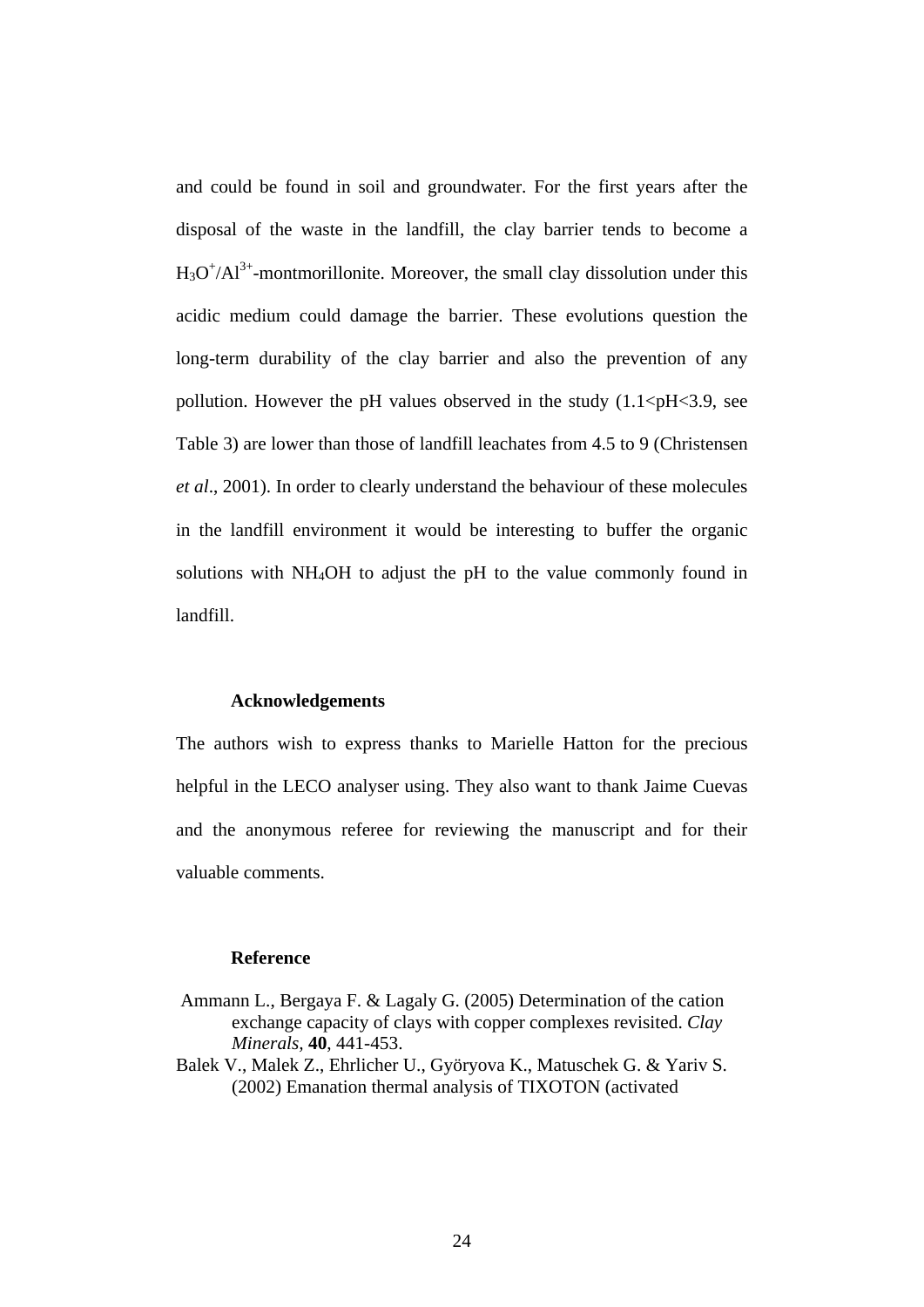and could be found in soil and groundwater. For the first years after the disposal of the waste in the landfill, the clay barrier tends to become a $H_3O^+/Al^{3+}$-montmorillonite. Moreover, the small clay dissolution under this acidic medium could damage the barrier. These evolutions question the long-term durability of the clay barrier and also the prevention of any pollution. However the pH values observed in the study ($1.1<pH<3.9$, see Table 3) are lower than those of landfill leachates from 4.5 to 9 (Christensen *et al*., 2001). In order to clearly understand the behaviour of these molecules in the landfill environment it would be interesting to buffer the organic solutions with $NH_4OH$ to adjust the pH to the value commonly found in landfill.

## Acknowledgements

The authors wish to express thanks to Marielle Hatton for the precious helpful in the LECO analyser using. They also want to thank Jaime Cuevas and the anonymous referee for reviewing the manuscript and for their valuable comments.

## Reference

Ammann L., Bergaya F. & Lagaly G. (2005) Determination of the cation exchange capacity of clays with copper complexes revisited. *Clay Minerals,* **40**, 441-453.

Balek V., Malek Z., Ehrlicher U., Györyova K., Matuschek G. & Yariv S. (2002) Emanation thermal analysis of TIXOTON (activated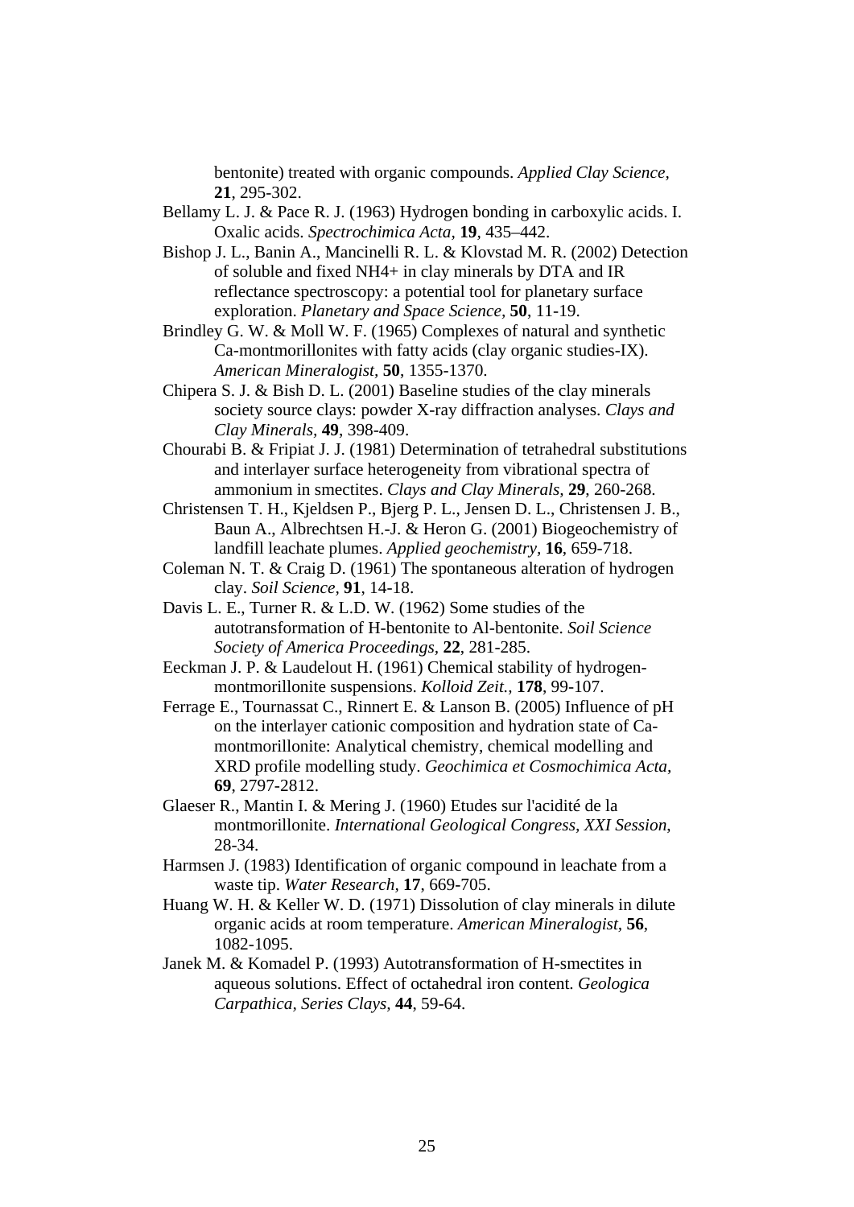bentonite) treated with organic compounds. *Applied Clay Science*, **21**, 295-302.

Bellamy L. J. & Pace R. J. (1963) Hydrogen bonding in carboxylic acids. I. Oxalic acids. *Spectrochimica Acta*, **19**, 435–442.

Bishop J. L., Banin A., Mancinelli R. L. & Klovstad M. R. (2002) Detection of soluble and fixed NH4+ in clay minerals by DTA and IR reflectance spectroscopy: a potential tool for planetary surface exploration. *Planetary and Space Science*, **50**, 11-19.

Brindley G. W. & Moll W. F. (1965) Complexes of natural and synthetic Ca-montmorillonites with fatty acids (clay organic studies-IX). *American Mineralogist*, **50**, 1355-1370.

Chipera S. J. & Bish D. L. (2001) Baseline studies of the clay minerals society source clays: powder X-ray diffraction analyses. *Clays and Clay Minerals*, **49**, 398-409.

Chourabi B. & Fripiat J. J. (1981) Determination of tetrahedral substitutions and interlayer surface heterogeneity from vibrational spectra of ammonium in smectites. *Clays and Clay Minerals*, **29**, 260-268.

Christensen T. H., Kjeldsen P., Bjerg P. L., Jensen D. L., Christensen J. B., Baun A., Albrechtsen H.-J. & Heron G. (2001) Biogeochemistry of landfill leachate plumes. *Applied geochemistry*, **16**, 659-718.

Coleman N. T. & Craig D. (1961) The spontaneous alteration of hydrogen clay. *Soil Science*, **91**, 14-18.

Davis L. E., Turner R. & L.D. W. (1962) Some studies of the autotransformation of H-bentonite to Al-bentonite. *Soil Science Society of America Proceedings*, **22**, 281-285.

Eeckman J. P. & Laudelout H. (1961) Chemical stability of hydrogen-montmorillonite suspensions. *Kolloid Zeit.*, **178**, 99-107.

Ferrage E., Tournassat C., Rinnert E. & Lanson B. (2005) Influence of pH on the interlayer cationic composition and hydration state of Ca-montmorillonite: Analytical chemistry, chemical modelling and XRD profile modelling study. *Geochimica et Cosmochimica Acta*, **69**, 2797-2812.

Glaeser R., Mantin I. & Mering J. (1960) Etudes sur l'acidité de la montmorillonite. *International Geological Congress, XXI Session*, 28-34.

Harmsen J. (1983) Identification of organic compound in leachate from a waste tip. *Water Research*, **17**, 669-705.

Huang W. H. & Keller W. D. (1971) Dissolution of clay minerals in dilute organic acids at room temperature. *American Mineralogist*, **56**, 1082-1095.

Janek M. & Komadel P. (1993) Autotransformation of H-smectites in aqueous solutions. Effect of octahedral iron content. *Geologica Carpathica, Series Clays*, **44**, 59-64.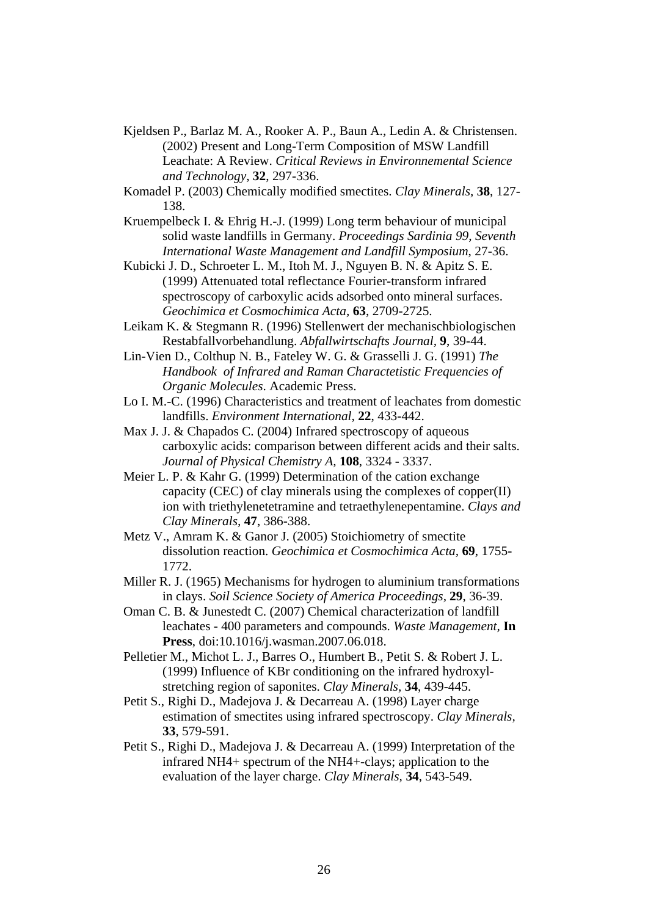Kjeldsen P., Barlaz M. A., Rooker A. P., Baun A., Ledin A. & Christensen. (2002) Present and Long-Term Composition of MSW Landfill Leachate: A Review. *Critical Reviews in Environnemental Science and Technology,* **32**, 297-336.

Komadel P. (2003) Chemically modified smectites. *Clay Minerals*, **38**, 127-138.

Kruempelbeck I. & Ehrig H.-J. (1999) Long term behaviour of municipal solid waste landfills in Germany. *Proceedings Sardinia 99, Seventh International Waste Management and Landfill Symposium*, 27-36.

Kubicki J. D., Schroeter L. M., Itoh M. J., Nguyen B. N. & Apitz S. E. (1999) Attenuated total reflectance Fourier-transform infrared spectroscopy of carboxylic acids adsorbed onto mineral surfaces. *Geochimica et Cosmochimica Acta,* **63**, 2709-2725.

Leikam K. & Stegmann R. (1996) Stellenwert der mechanischbiologischen Restabfallvorbehandlung. *Abfallwirtschafts Journal,* **9**, 39-44.

Lin-Vien D., Colthup N. B., Fateley W. G. & Grasselli J. G. (1991) *The Handbook of Infrared and Raman Charactetistic Frequencies of Organic Molecules*. Academic Press.

Lo I. M.-C. (1996) Characteristics and treatment of leachates from domestic landfills. *Environment International*, **22**, 433-442.

Max J. J. & Chapados C. (2004) Infrared spectroscopy of aqueous carboxylic acids: comparison between different acids and their salts. *Journal of Physical Chemistry A,* **108**, 3324 - 3337.

Meier L. P. & Kahr G. (1999) Determination of the cation exchange capacity (CEC) of clay minerals using the complexes of copper(II) ion with triethylenetetramine and tetraethylenepentamine. *Clays and Clay Minerals*, **47**, 386-388.

Metz V., Amram K. & Ganor J. (2005) Stoichiometry of smectite dissolution reaction. *Geochimica et Cosmochimica Acta,* **69**, 1755-1772.

Miller R. J. (1965) Mechanisms for hydrogen to aluminium transformations in clays. *Soil Science Society of America Proceedings,* **29**, 36-39.

Oman C. B. & Junestedt C. (2007) Chemical characterization of landfill leachates - 400 parameters and compounds. *Waste Management*, **In Press**, doi:10.1016/j.wasman.2007.06.018.

Pelletier M., Michot L. J., Barres O., Humbert B., Petit S. & Robert J. L. (1999) Influence of KBr conditioning on the infrared hydroxyl-stretching region of saponites. *Clay Minerals,* **34**, 439-445.

Petit S., Righi D., Madejova J. & Decarreau A. (1998) Layer charge estimation of smectites using infrared spectroscopy. *Clay Minerals*, **33**, 579-591.

Petit S., Righi D., Madejova J. & Decarreau A. (1999) Interpretation of the infrared NH4+ spectrum of the NH4+-clays; application to the evaluation of the layer charge. *Clay Minerals*, **34**, 543-549.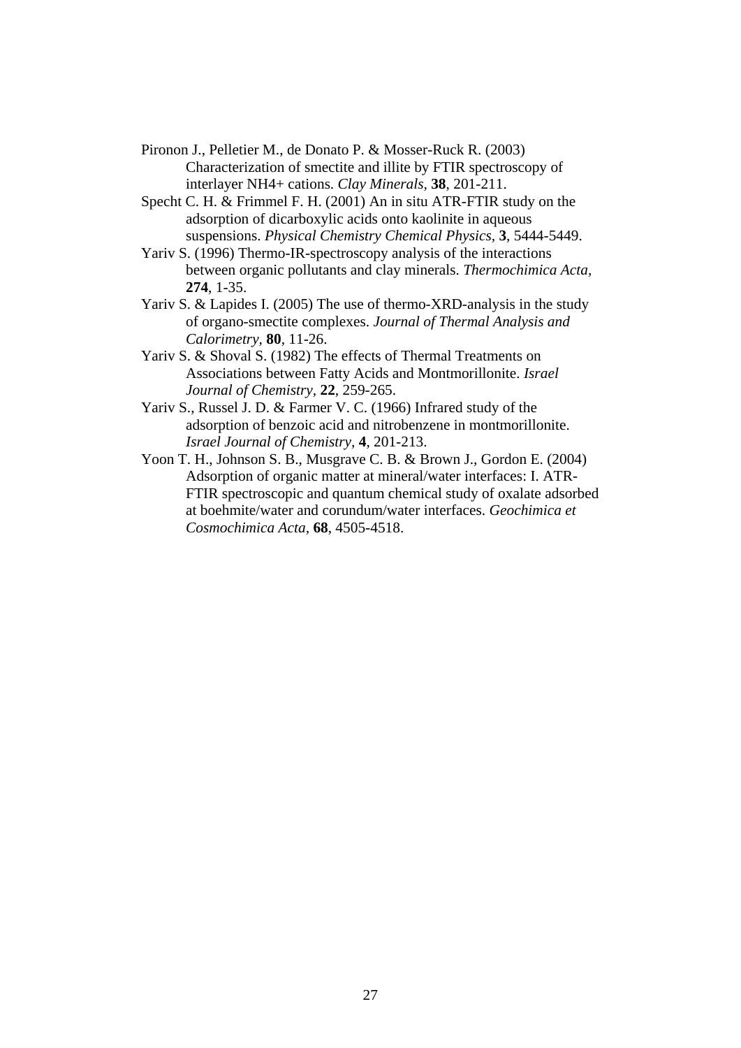Pironon J., Pelletier M., de Donato P. & Mosser-Ruck R. (2003) Characterization of smectite and illite by FTIR spectroscopy of interlayer $NH_4^+$ cations. *Clay Minerals*, **38**, 201-211.

Specht C. H. & Frimmel F. H. (2001) An in situ ATR-FTIR study on the adsorption of dicarboxylic acids onto kaolinite in aqueous suspensions. *Physical Chemistry Chemical Physics*, **3**, 5444-5449.

Yariv S. (1996) Thermo-IR-spectroscopy analysis of the interactions between organic pollutants and clay minerals. *Thermochimica Acta*, **274**, 1-35.

Yariv S. & Lapides I. (2005) The use of thermo-XRD-analysis in the study of organo-smectite complexes. *Journal of Thermal Analysis and Calorimetry*, **80**, 11-26.

Yariv S. & Shoval S. (1982) The effects of Thermal Treatments on Associations between Fatty Acids and Montmorillonite. *Israel Journal of Chemistry*, **22**, 259-265.

Yariv S., Russel J. D. & Farmer V. C. (1966) Infrared study of the adsorption of benzoic acid and nitrobenzene in montmorillonite. *Israel Journal of Chemistry*, **4**, 201-213.

Yoon T. H., Johnson S. B., Musgrave C. B. & Brown J., Gordon E. (2004) Adsorption of organic matter at mineral/water interfaces: I. ATR-FTIR spectroscopic and quantum chemical study of oxalate adsorbed at boehmite/water and corundum/water interfaces. *Geochimica et Cosmochimica Acta*, **68**, 4505-4518.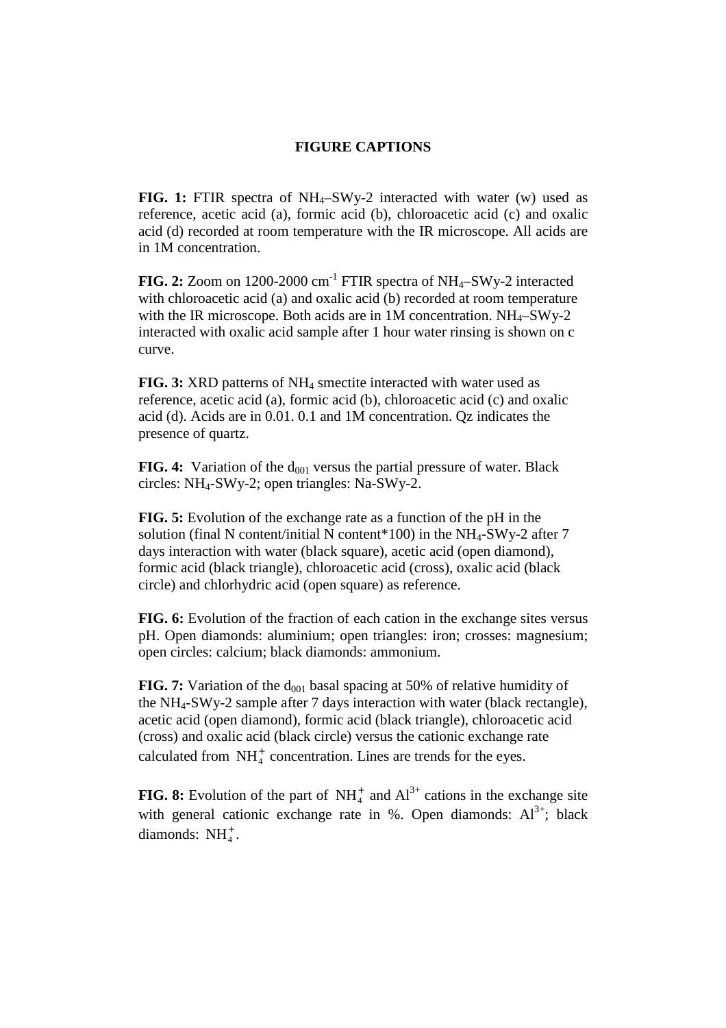# FIGURE CAPTIONS

**FIG. 1:** FTIR spectra of $NH_4$–SWy-2 interacted with water (w) used as reference, acetic acid (a), formic acid (b), chloroacetic acid (c) and oxalic acid (d) recorded at room temperature with the IR microscope. All acids are in 1M concentration.

**FIG. 2:** Zoom on 1200-2000 $cm^{-1}$ FTIR spectra of $NH_4$–SWy-2 interacted with chloroacetic acid (a) and oxalic acid (b) recorded at room temperature with the IR microscope. Both acids are in 1M concentration. $NH_4$–SWy-2 interacted with oxalic acid sample after 1 hour water rinsing is shown on c curve.

**FIG. 3:** XRD patterns of $NH_4$ smectite interacted with water used as reference, acetic acid (a), formic acid (b), chloroacetic acid (c) and oxalic acid (d). Acids are in 0.01. 0.1 and 1M concentration. Qz indicates the presence of quartz.

**FIG. 4:** Variation of the $d_{001}$ versus the partial pressure of water. Black circles: $NH_4$-SWy-2; open triangles: Na-SWy-2.

**FIG. 5:** Evolution of the exchange rate as a function of the pH in the solution (final N content/initial N content*100) in the $NH_4$-SWy-2 after 7 days interaction with water (black square), acetic acid (open diamond), formic acid (black triangle), chloroacetic acid (cross), oxalic acid (black circle) and chlorhydric acid (open square) as reference.

**FIG. 6:** Evolution of the fraction of each cation in the exchange sites versus pH. Open diamonds: aluminium; open triangles: iron; crosses: magnesium; open circles: calcium; black diamonds: ammonium.

**FIG. 7:** Variation of the $d_{001}$ basal spacing at 50% of relative humidity of the $NH_4$-SWy-2 sample after 7 days interaction with water (black rectangle), acetic acid (open diamond), formic acid (black triangle), chloroacetic acid (cross) and oxalic acid (black circle) versus the cationic exchange rate calculated from $NH_4^+$ concentration. Lines are trends for the eyes.

**FIG. 8:** Evolution of the part of $NH_4^+$ and $Al^{3+}$ cations in the exchange site with general cationic exchange rate in %. Open diamonds: $Al^{3+}$; black diamonds: $NH_4^+$.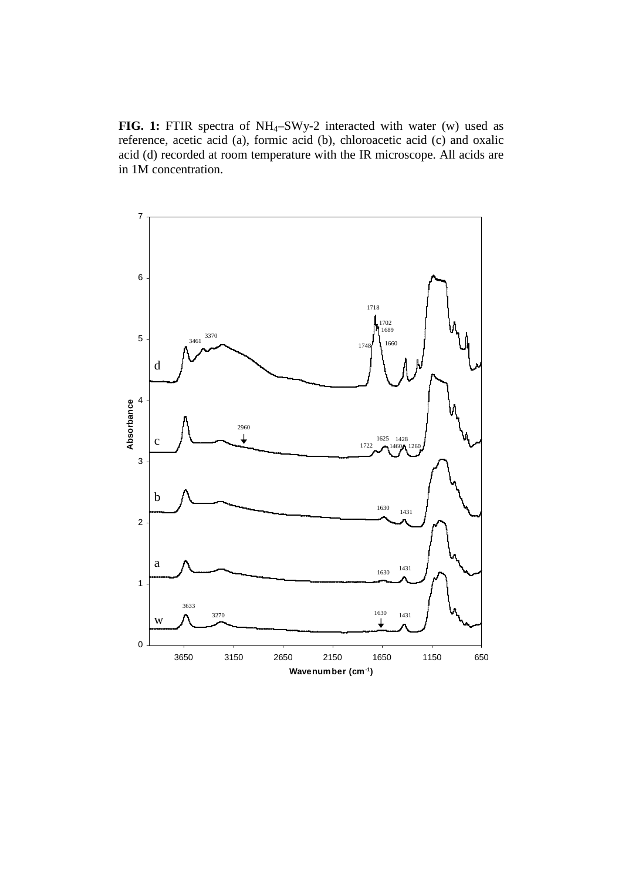**FIG. 1:** FTIR spectra of $NH_4$–SWy-2 interacted with water (w) used as reference, acetic acid (a), formic acid (b), chloroacetic acid (c) and oxalic acid (d) recorded at room temperature with the IR microscope. All acids are in 1M concentration.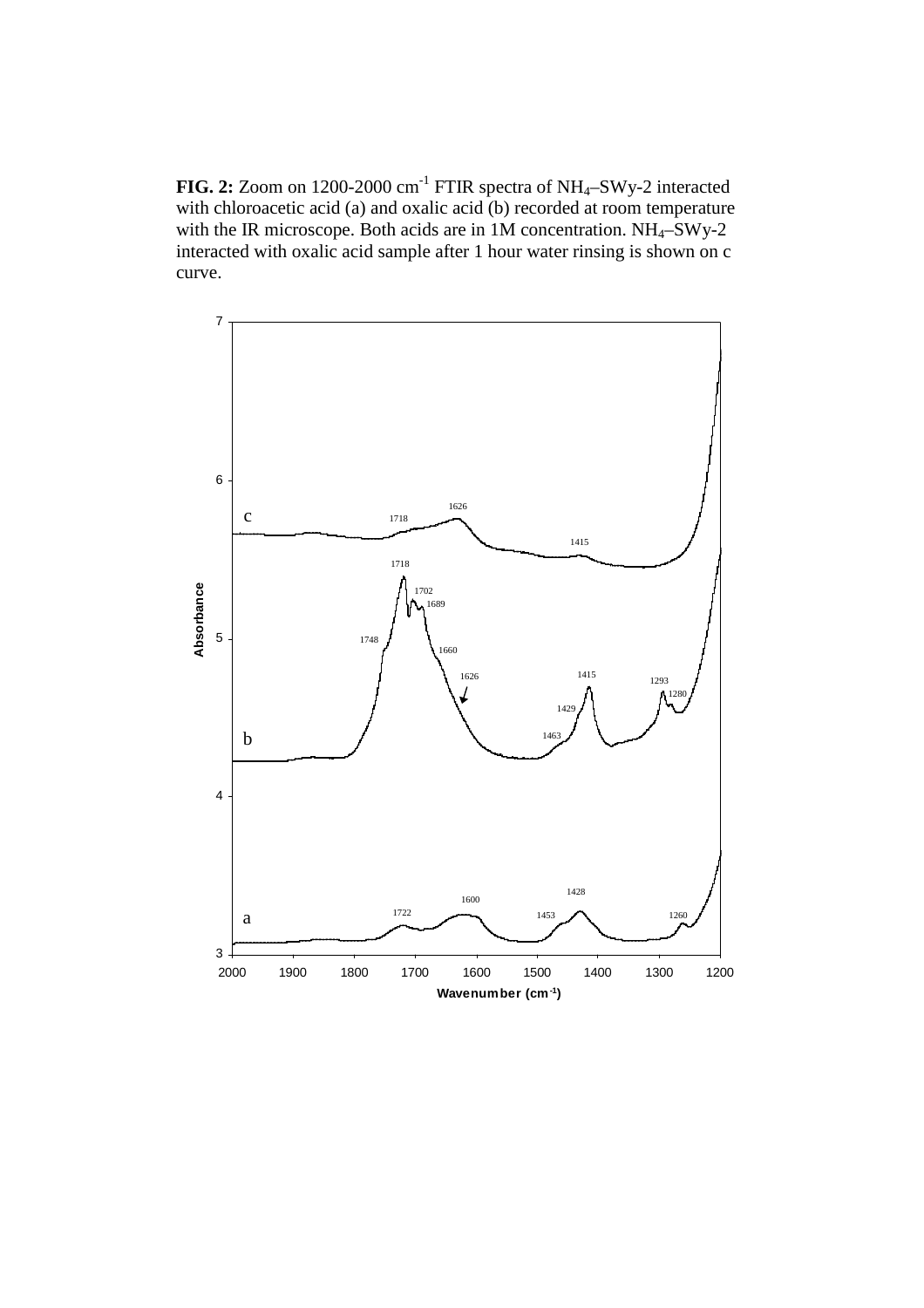**FIG. 2:** Zoom on 1200-2000 $cm^{-1}$ FTIR spectra of $NH_4$–SWy-2 interacted with chloroacetic acid (a) and oxalic acid (b) recorded at room temperature with the IR microscope. Both acids are in 1M concentration. $NH_4$–SWy-2 interacted with oxalic acid sample after 1 hour water rinsing is shown on c curve.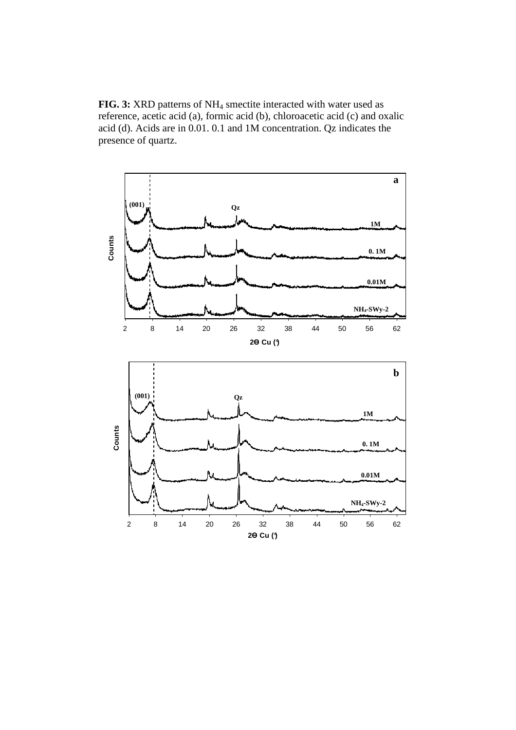**FIG. 3:** XRD patterns of $NH_4$ smectite interacted with water used as reference, acetic acid (a), formic acid (b), chloroacetic acid (c) and oxalic acid (d). Acids are in 0.01. 0.1 and 1M concentration. Qz indicates the presence of quartz.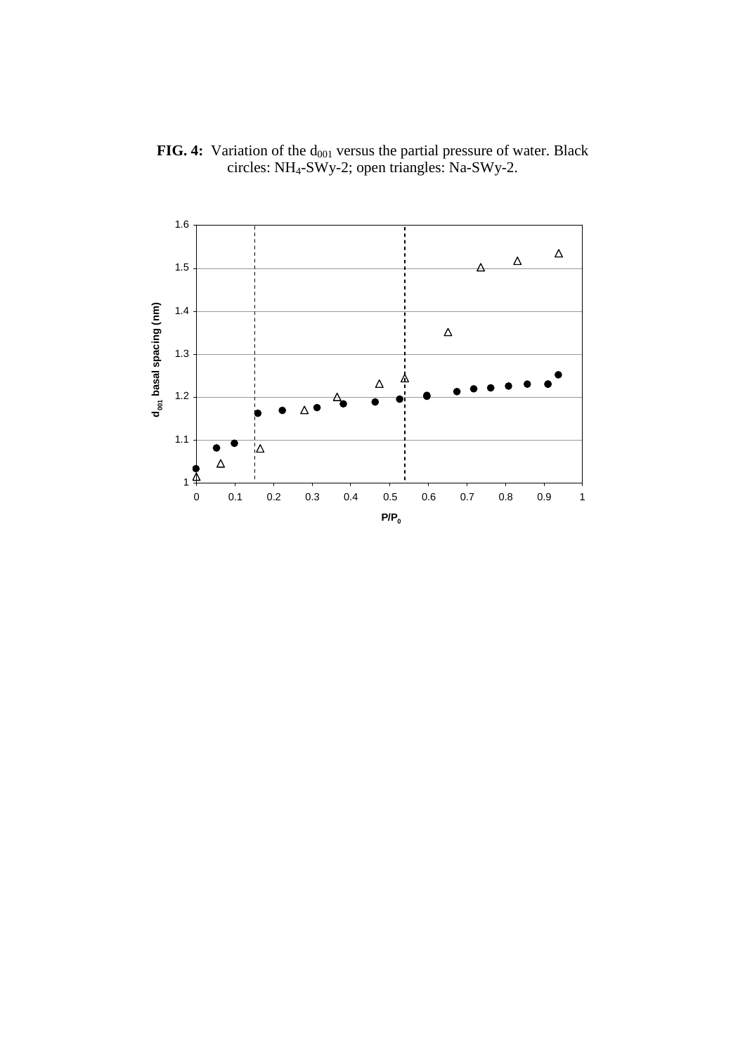**FIG. 4:** Variation of the $d_{001}$ versus the partial pressure of water. Black circles: $NH_4$-SWy-2; open triangles: Na-SWy-2.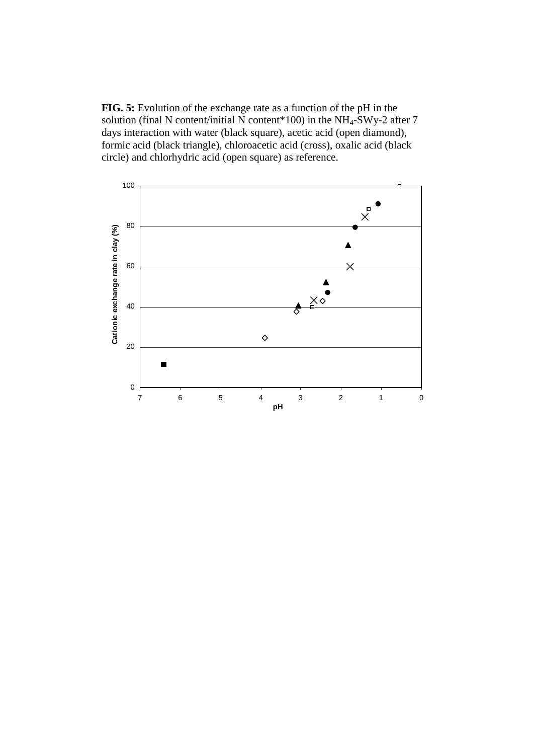**FIG. 5:** Evolution of the exchange rate as a function of the pH in the solution (final N content/initial N content*100) in the $NH_4$-SWy-2 after 7 days interaction with water (black square), acetic acid (open diamond), formic acid (black triangle), chloroacetic acid (cross), oxalic acid (black circle) and chlorhydric acid (open square) as reference.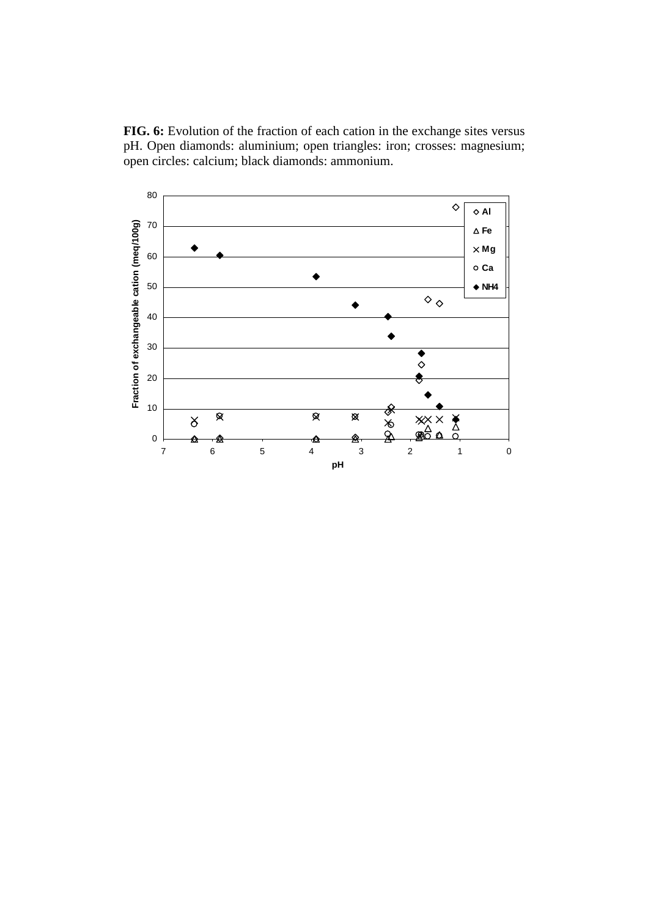**FIG. 6:** Evolution of the fraction of each cation in the exchange sites versus pH. Open diamonds: aluminium; open triangles: iron; crosses: magnesium; open circles: calcium; black diamonds: ammonium.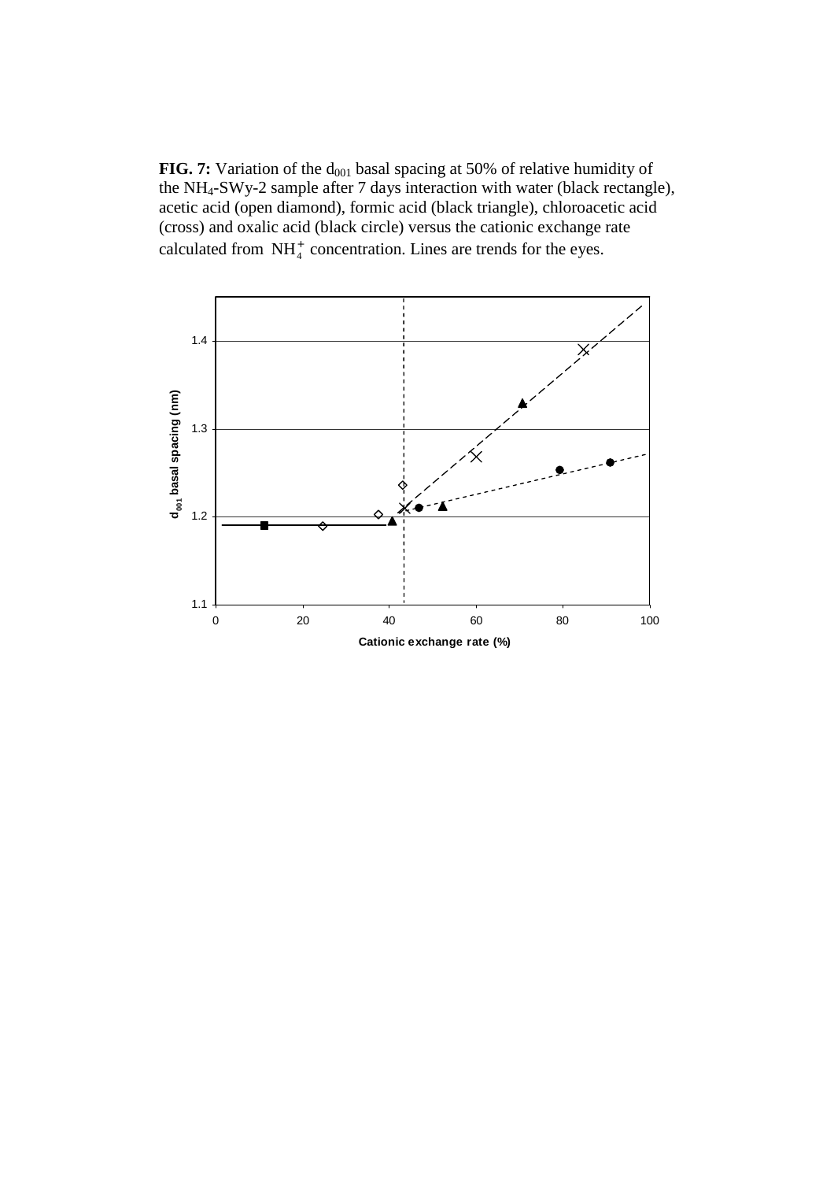**FIG. 7:** Variation of the $d_{001}$ basal spacing at 50% of relative humidity of the $NH_4$-SWy-2 sample after 7 days interaction with water (black rectangle), acetic acid (open diamond), formic acid (black triangle), chloroacetic acid (cross) and oxalic acid (black circle) versus the cationic exchange rate calculated from $NH_4^+$ concentration. Lines are trends for the eyes.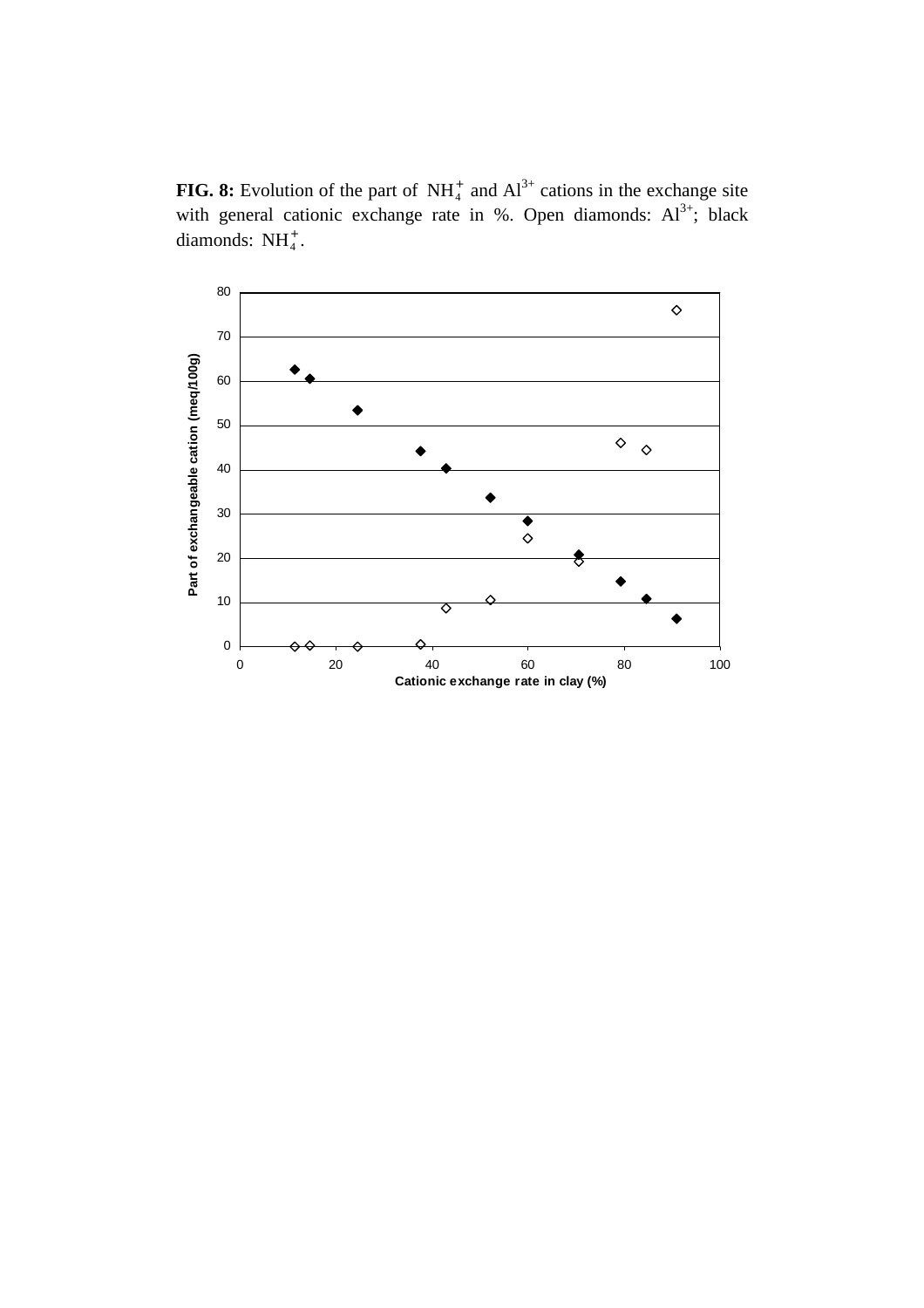**FIG. 8:** Evolution of the part of $NH_4^+$ and $Al^{3+}$ cations in the exchange site with general cationic exchange rate in %. Open diamonds: $Al^{3+}$; black diamonds: $NH_4^+$.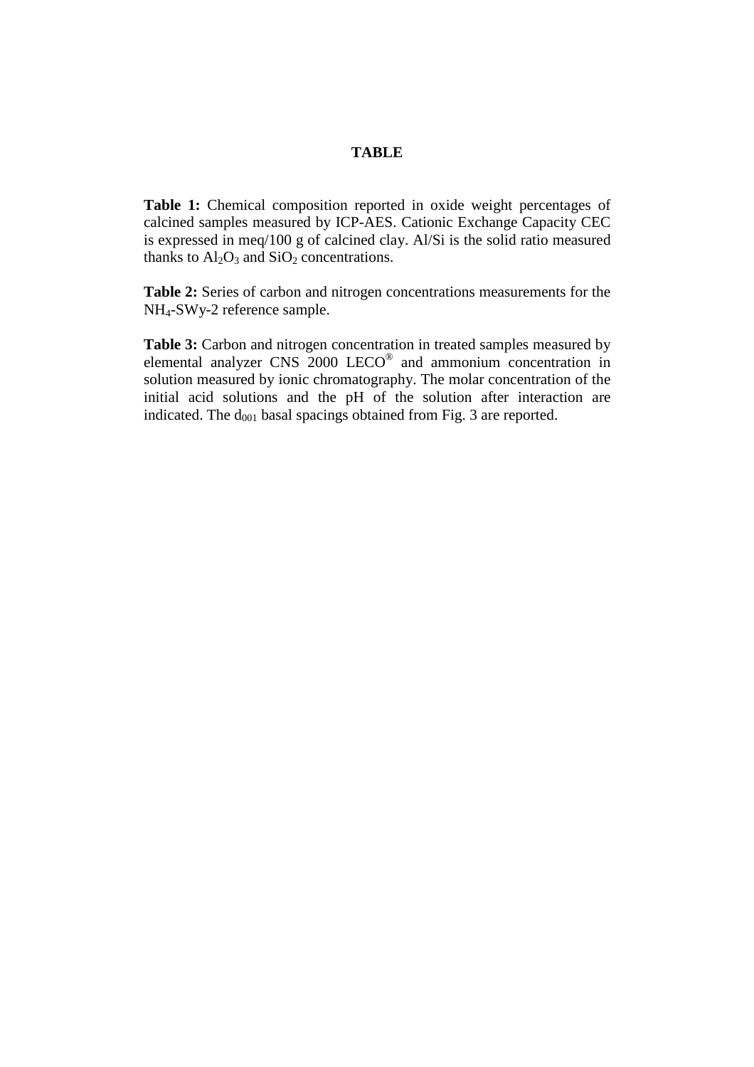# TABLE

**Table 1:** Chemical composition reported in oxide weight percentages of calcined samples measured by ICP-AES. Cationic Exchange Capacity CEC is expressed in meq/100 g of calcined clay. Al/Si is the solid ratio measured thanks to $Al_2O_3$ and $SiO_2$ concentrations.

**Table 2:** Series of carbon and nitrogen concentrations measurements for the $NH_4$-SWy-2 reference sample.

**Table 3:** Carbon and nitrogen concentration in treated samples measured by elemental analyzer CNS 2000 LECO® and ammonium concentration in solution measured by ionic chromatography. The molar concentration of the initial acid solutions and the pH of the solution after interaction are indicated. The $d_{001}$ basal spacings obtained from Fig. 3 are reported.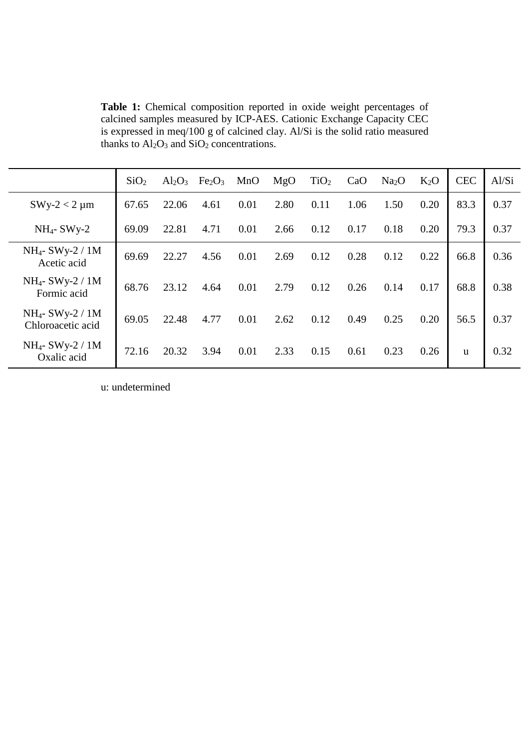**Table 1:** Chemical composition reported in oxide weight percentages of calcined samples measured by ICP-AES. Cationic Exchange Capacity CEC is expressed in meq/100 g of calcined clay. Al/Si is the solid ratio measured thanks to $Al_2O_3$ and $SiO_2$ concentrations.

| | $SiO_2$ | $Al_2O_3$ | $Fe_2O_3$ | MnO | MgO | $TiO_2$ | CaO | $Na_2O$ | $K_2O$ | CEC | Al/Si |
|---|---|---|---|---|---|---|---|---|---|---|---|
| SWy-2 < 2 µm | 67.65 | 22.06 | 4.61 | 0.01 | 2.80 | 0.11 | 1.06 | 1.50 | 0.20 | 83.3 | 0.37 |
| $NH_4$- SWy-2 | 69.09 | 22.81 | 4.71 | 0.01 | 2.66 | 0.12 | 0.17 | 0.18 | 0.20 | 79.3 | 0.37 |
| $NH_4$- SWy-2 / 1M Acetic acid | 69.69 | 22.27 | 4.56 | 0.01 | 2.69 | 0.12 | 0.28 | 0.12 | 0.22 | 66.8 | 0.36 |
| $NH_4$- SWy-2 / 1M Formic acid | 68.76 | 23.12 | 4.64 | 0.01 | 2.79 | 0.12 | 0.26 | 0.14 | 0.17 | 68.8 | 0.38 |
| $NH_4$- SWy-2 / 1M Chloroacetic acid | 69.05 | 22.48 | 4.77 | 0.01 | 2.62 | 0.12 | 0.49 | 0.25 | 0.20 | 56.5 | 0.37 |
| $NH_4$- SWy-2 / 1M Oxalic acid | 72.16 | 20.32 | 3.94 | 0.01 | 2.33 | 0.15 | 0.61 | 0.23 | 0.26 | u | 0.32 |

u: undetermined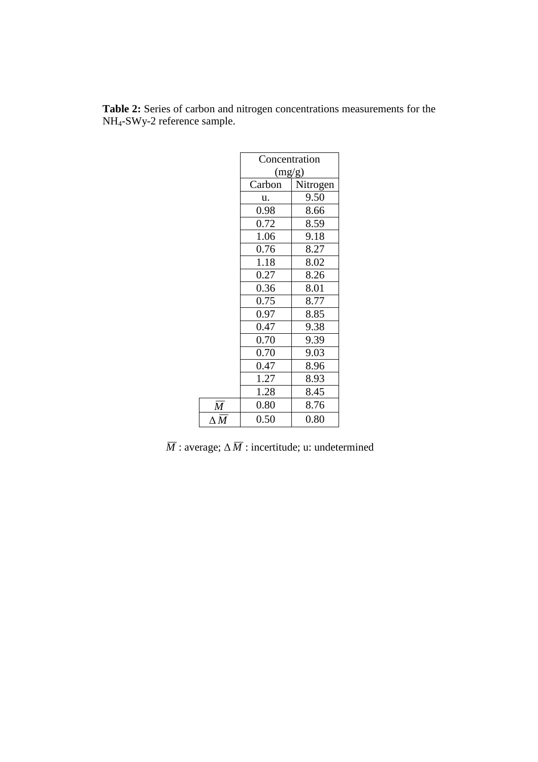**Table 2:** Series of carbon and nitrogen concentrations measurements for the $NH_4$-SWy-2 reference sample.

| | Concentration (mg/g) | |
|---|---|---|
| | Carbon | Nitrogen |
| | u. | 9.50 |
| | 0.98 | 8.66 |
| | 0.72 | 8.59 |
| | 1.06 | 9.18 |
| | 0.76 | 8.27 |
| | 1.18 | 8.02 |
| | 0.27 | 8.26 |
| | 0.36 | 8.01 |
| | 0.75 | 8.77 |
| | 0.97 | 8.85 |
| | 0.47 | 9.38 |
| | 0.70 | 9.39 |
| | 0.70 | 9.03 |
| | 0.47 | 8.96 |
| | 1.27 | 8.93 |
| | 1.28 | 8.45 |
| $\overline{M}$ | 0.80 | 8.76 |
| $\Delta\overline{M}$ | 0.50 | 0.80 |

$\overline{M}$ : average; $\Delta\overline{M}$ : incertitude; u: undetermined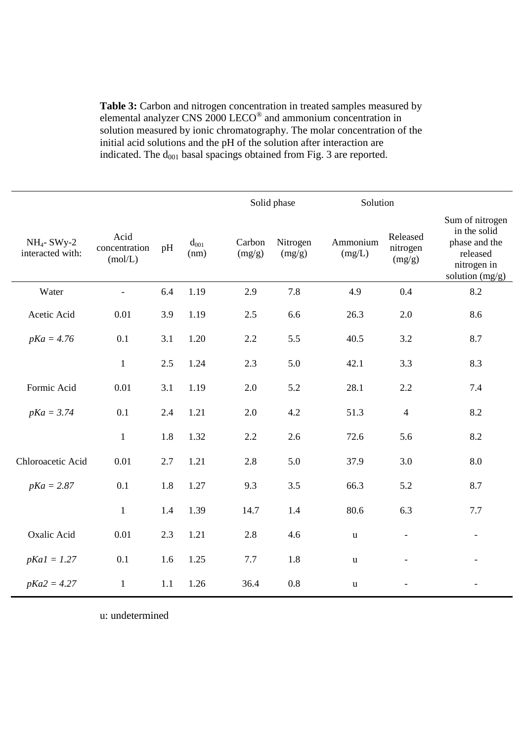**Table 3:** Carbon and nitrogen concentration in treated samples measured by elemental analyzer CNS 2000 LECO® and ammonium concentration in solution measured by ionic chromatography. The molar concentration of the initial acid solutions and the pH of the solution after interaction are indicated. The $d_{001}$ basal spacings obtained from Fig. 3 are reported.

| | | | | Solid phase | | Solution | | |
|---|---|---|---|---|---|---|---|---|
| $NH_4$- SWy-2 interacted with: | Acid concentration (mol/L) | pH | $d_{001}$ (nm) | Carbon (mg/g) | Nitrogen (mg/g) | Ammonium (mg/L) | Released nitrogen (mg/g) | Sum of nitrogen in the solid phase and the released nitrogen in solution (mg/g) |
| Water | - | 6.4 | 1.19 | 2.9 | 7.8 | 4.9 | 0.4 | 8.2 |
| Acetic Acid | 0.01 | 3.9 | 1.19 | 2.5 | 6.6 | 26.3 | 2.0 | 8.6 |
| *pKa = 4.76* | 0.1 | 3.1 | 1.20 | 2.2 | 5.5 | 40.5 | 3.2 | 8.7 |
| | 1 | 2.5 | 1.24 | 2.3 | 5.0 | 42.1 | 3.3 | 8.3 |
| Formic Acid | 0.01 | 3.1 | 1.19 | 2.0 | 5.2 | 28.1 | 2.2 | 7.4 |
| *pKa = 3.74* | 0.1 | 2.4 | 1.21 | 2.0 | 4.2 | 51.3 | 4 | 8.2 |
| | 1 | 1.8 | 1.32 | 2.2 | 2.6 | 72.6 | 5.6 | 8.2 |
| Chloroacetic Acid | 0.01 | 2.7 | 1.21 | 2.8 | 5.0 | 37.9 | 3.0 | 8.0 |
| *pKa = 2.87* | 0.1 | 1.8 | 1.27 | 9.3 | 3.5 | 66.3 | 5.2 | 8.7 |
| | 1 | 1.4 | 1.39 | 14.7 | 1.4 | 80.6 | 6.3 | 7.7 |
| Oxalic Acid | 0.01 | 2.3 | 1.21 | 2.8 | 4.6 | u | - | - |
| *pKa1 = 1.27* | 0.1 | 1.6 | 1.25 | 7.7 | 1.8 | u | - | - |
| *pKa2 = 4.27* | 1 | 1.1 | 1.26 | 36.4 | 0.8 | u | - | - |

u: undetermined